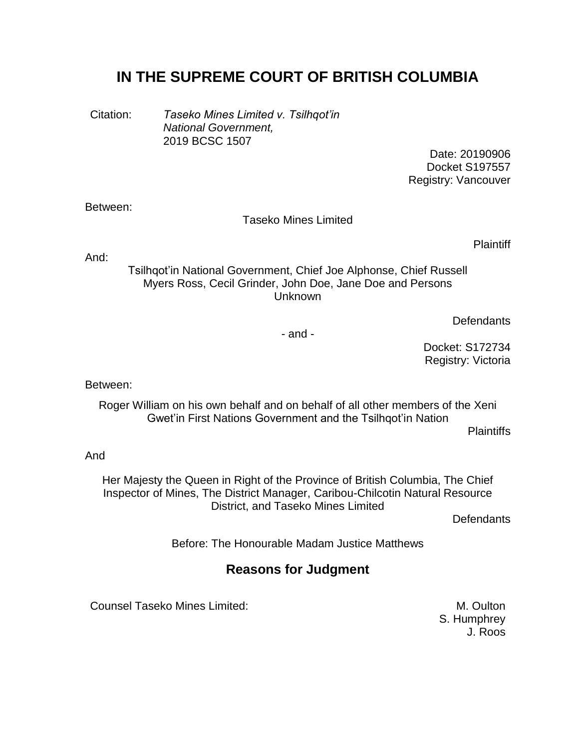# IN THE SUPREME COURT OF BRITISH COLUMBIA

Citation: *Taseko Mines Limited v. Tsilhqot'in National Government,* 2019 BCSC 1507

Date: 20190906
Docket S197557
Registry: Vancouver

Between:

Taseko Mines Limited

Plaintiff

And:

Tsilhqot'in National Government, Chief Joe Alphonse, Chief Russell Myers Ross, Cecil Grinder, John Doe, Jane Doe and Persons Unknown

Defendants

\- and -

Docket: S172734
Registry: Victoria

Between:

Roger William on his own behalf and on behalf of all other members of the Xeni Gwet'in First Nations Government and the Tsilhqot'in Nation

Plaintiffs

And

Her Majesty the Queen in Right of the Province of British Columbia, The Chief Inspector of Mines, The District Manager, Caribou-Chilcotin Natural Resource District, and Taseko Mines Limited

Defendants

Before: The Honourable Madam Justice Matthews

## Reasons for Judgment

| | |
|---|---|
| Counsel Taseko Mines Limited: | M. Oulton<br>S. Humphrey<br>J. Roos |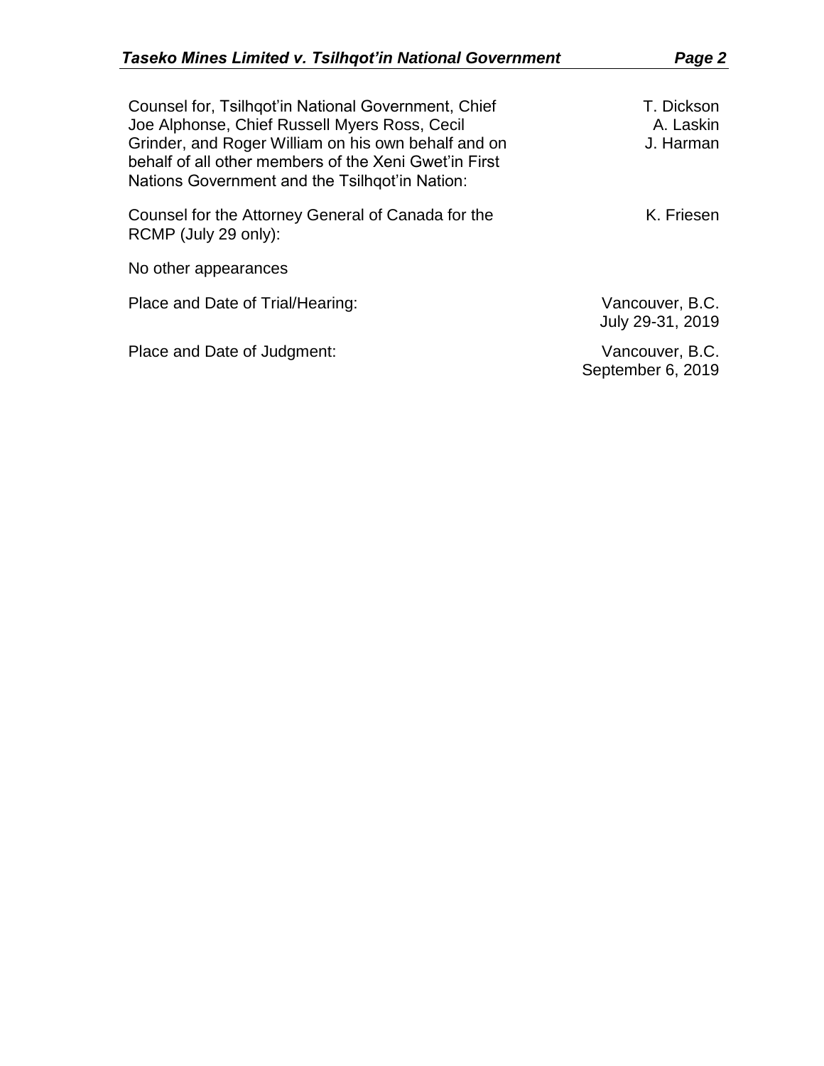| | |
|---|---|
| Counsel for, Tsilhqot'in National Government, Chief Joe Alphonse, Chief Russell Myers Ross, Cecil Grinder, and Roger William on his own behalf and on behalf of all other members of the Xeni Gwet'in First Nations Government and the Tsilhqot'in Nation: | T. Dickson<br>A. Laskin<br>J. Harman |
| Counsel for the Attorney General of Canada for the RCMP (July 29 only): | K. Friesen |
| No other appearances | |
| Place and Date of Trial/Hearing: | Vancouver, B.C.<br>July 29-31, 2019 |
| Place and Date of Judgment: | Vancouver, B.C.<br>September 6, 2019 |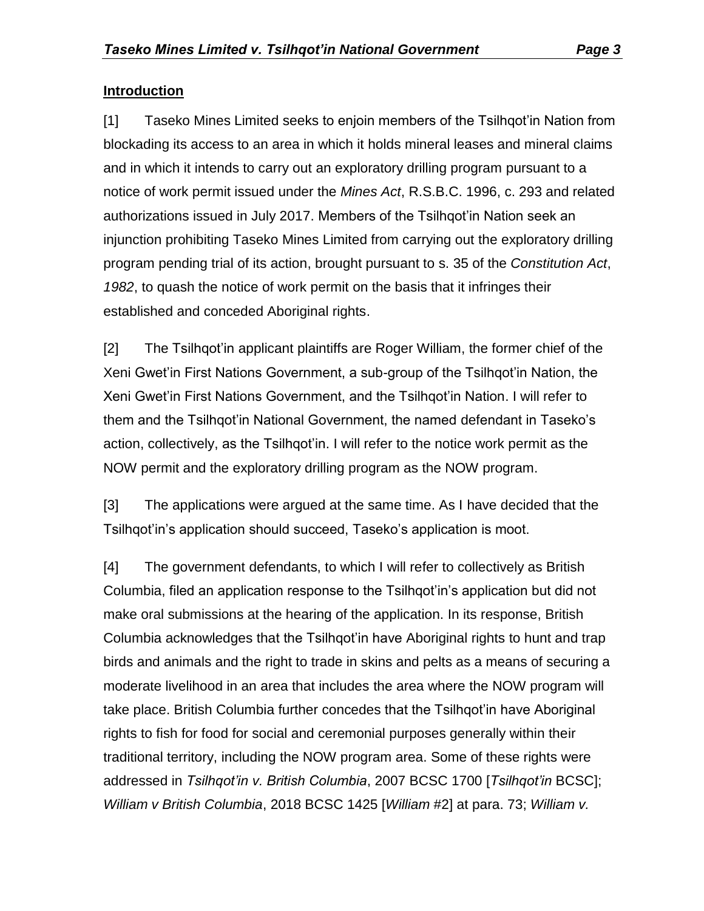## Introduction

[1] Taseko Mines Limited seeks to enjoin members of the Tsilhqot'in Nation from blockading its access to an area in which it holds mineral leases and mineral claims and in which it intends to carry out an exploratory drilling program pursuant to a notice of work permit issued under the *Mines Act*, R.S.B.C. 1996, c. 293 and related authorizations issued in July 2017. Members of the Tsilhqot'in Nation seek an injunction prohibiting Taseko Mines Limited from carrying out the exploratory drilling program pending trial of its action, brought pursuant to s. 35 of the *Constitution Act*, *1982*, to quash the notice of work permit on the basis that it infringes their established and conceded Aboriginal rights.

[2] The Tsilhqot'in applicant plaintiffs are Roger William, the former chief of the Xeni Gwet'in First Nations Government, a sub-group of the Tsilhqot'in Nation, the Xeni Gwet'in First Nations Government, and the Tsilhqot'in Nation. I will refer to them and the Tsilhqot'in National Government, the named defendant in Taseko's action, collectively, as the Tsilhqot'in. I will refer to the notice work permit as the NOW permit and the exploratory drilling program as the NOW program.

[3] The applications were argued at the same time. As I have decided that the Tsilhqot'in's application should succeed, Taseko's application is moot.

[4] The government defendants, to which I will refer to collectively as British Columbia, filed an application response to the Tsilhqot'in's application but did not make oral submissions at the hearing of the application. In its response, British Columbia acknowledges that the Tsilhqot'in have Aboriginal rights to hunt and trap birds and animals and the right to trade in skins and pelts as a means of securing a moderate livelihood in an area that includes the area where the NOW program will take place. British Columbia further concedes that the Tsilhqot'in have Aboriginal rights to fish for food for social and ceremonial purposes generally within their traditional territory, including the NOW program area. Some of these rights were addressed in *Tsilhqot'in v. British Columbia*, 2007 BCSC 1700 [*Tsilhqot'in* BCSC]; *William v British Columbia*, 2018 BCSC 1425 [*William* #2] at para. 73; *William v.*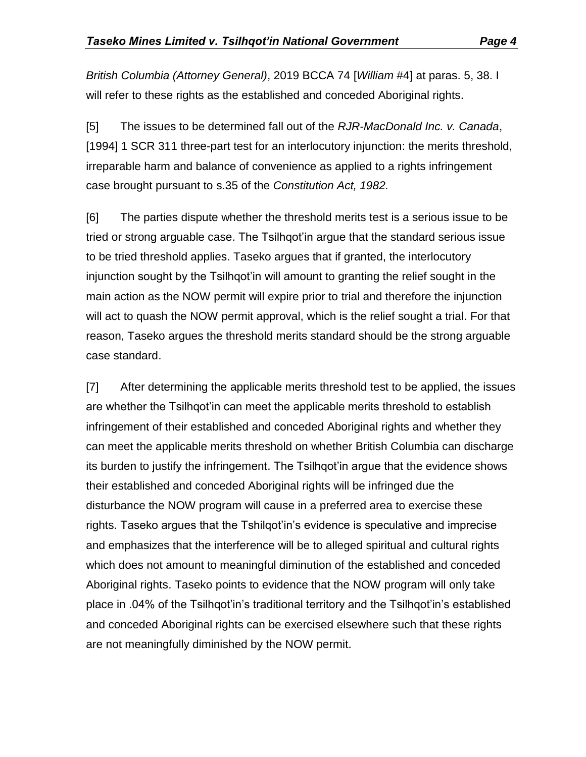*British Columbia (Attorney General)*, 2019 BCCA 74 [*William* #4] at paras. 5, 38. I will refer to these rights as the established and conceded Aboriginal rights.

[5] The issues to be determined fall out of the *RJR-MacDonald Inc. v. Canada*, [1994] 1 SCR 311 three-part test for an interlocutory injunction: the merits threshold, irreparable harm and balance of convenience as applied to a rights infringement case brought pursuant to s.35 of the *Constitution Act, 1982.*

[6] The parties dispute whether the threshold merits test is a serious issue to be tried or strong arguable case. The Tsilhqot'in argue that the standard serious issue to be tried threshold applies. Taseko argues that if granted, the interlocutory injunction sought by the Tsilhqot'in will amount to granting the relief sought in the main action as the NOW permit will expire prior to trial and therefore the injunction will act to quash the NOW permit approval, which is the relief sought a trial. For that reason, Taseko argues the threshold merits standard should be the strong arguable case standard.

[7] After determining the applicable merits threshold test to be applied, the issues are whether the Tsilhqot'in can meet the applicable merits threshold to establish infringement of their established and conceded Aboriginal rights and whether they can meet the applicable merits threshold on whether British Columbia can discharge its burden to justify the infringement. The Tsilhqot'in argue that the evidence shows their established and conceded Aboriginal rights will be infringed due the disturbance the NOW program will cause in a preferred area to exercise these rights. Taseko argues that the Tshilqot'in's evidence is speculative and imprecise and emphasizes that the interference will be to alleged spiritual and cultural rights which does not amount to meaningful diminution of the established and conceded Aboriginal rights. Taseko points to evidence that the NOW program will only take place in .04% of the Tsilhqot'in's traditional territory and the Tsilhqot'in's established and conceded Aboriginal rights can be exercised elsewhere such that these rights are not meaningfully diminished by the NOW permit.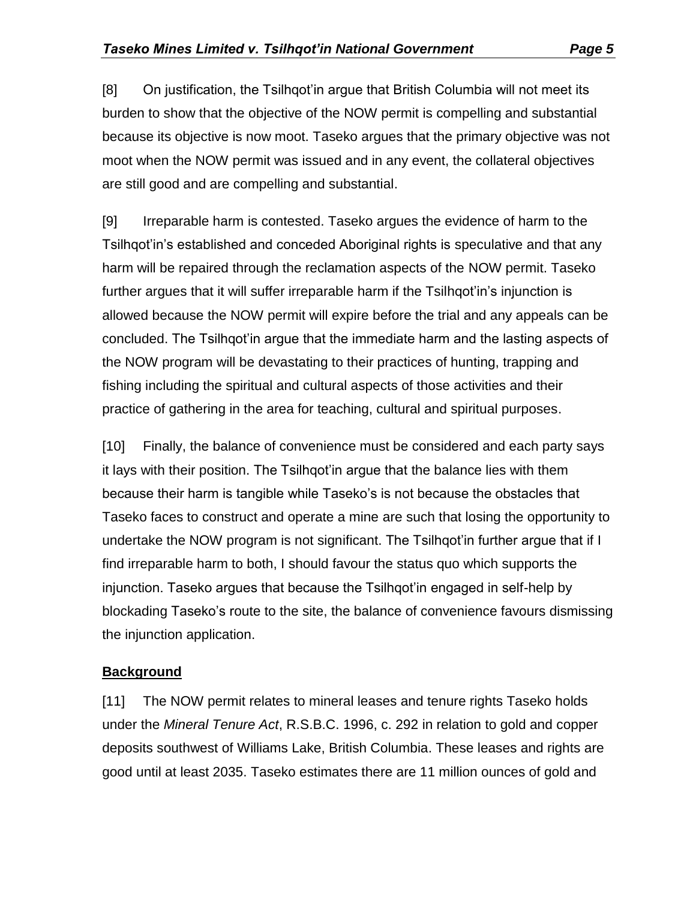[8] On justification, the Tsilhqot'in argue that British Columbia will not meet its burden to show that the objective of the NOW permit is compelling and substantial because its objective is now moot. Taseko argues that the primary objective was not moot when the NOW permit was issued and in any event, the collateral objectives are still good and are compelling and substantial.

[9] Irreparable harm is contested. Taseko argues the evidence of harm to the Tsilhqot'in's established and conceded Aboriginal rights is speculative and that any harm will be repaired through the reclamation aspects of the NOW permit. Taseko further argues that it will suffer irreparable harm if the Tsilhqot'in's injunction is allowed because the NOW permit will expire before the trial and any appeals can be concluded. The Tsilhqot'in argue that the immediate harm and the lasting aspects of the NOW program will be devastating to their practices of hunting, trapping and fishing including the spiritual and cultural aspects of those activities and their practice of gathering in the area for teaching, cultural and spiritual purposes.

[10] Finally, the balance of convenience must be considered and each party says it lays with their position. The Tsilhqot'in argue that the balance lies with them because their harm is tangible while Taseko's is not because the obstacles that Taseko faces to construct and operate a mine are such that losing the opportunity to undertake the NOW program is not significant. The Tsilhqot'in further argue that if I find irreparable harm to both, I should favour the status quo which supports the injunction. Taseko argues that because the Tsilhqot'in engaged in self-help by blockading Taseko's route to the site, the balance of convenience favours dismissing the injunction application.

## Background

[11] The NOW permit relates to mineral leases and tenure rights Taseko holds under the *Mineral Tenure Act*, R.S.B.C. 1996, c. 292 in relation to gold and copper deposits southwest of Williams Lake, British Columbia. These leases and rights are good until at least 2035. Taseko estimates there are 11 million ounces of gold and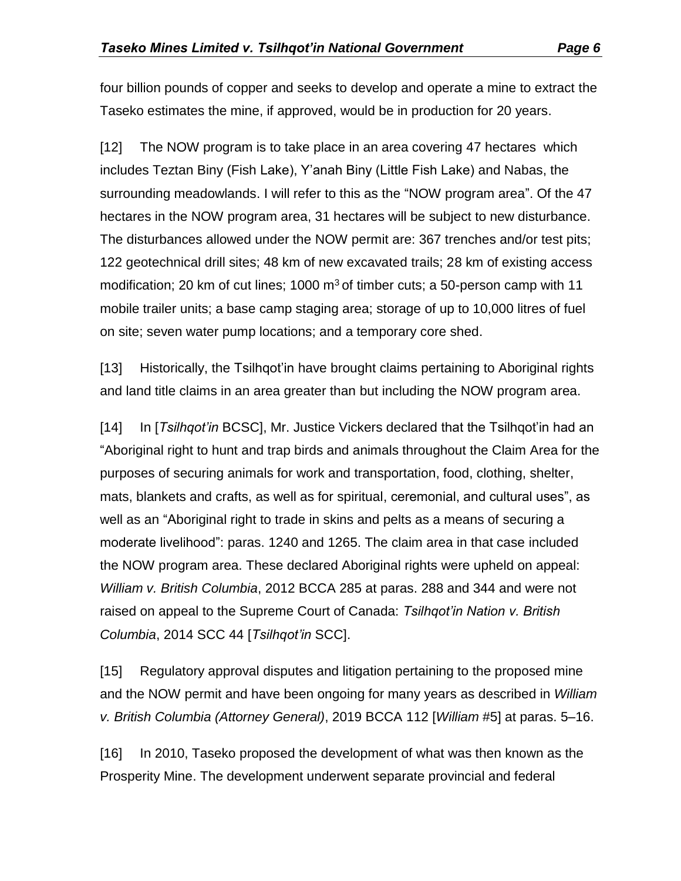four billion pounds of copper and seeks to develop and operate a mine to extract the Taseko estimates the mine, if approved, would be in production for 20 years.

[12] The NOW program is to take place in an area covering 47 hectares which includes Teztan Biny (Fish Lake), Y'anah Biny (Little Fish Lake) and Nabas, the surrounding meadowlands. I will refer to this as the "NOW program area". Of the 47 hectares in the NOW program area, 31 hectares will be subject to new disturbance. The disturbances allowed under the NOW permit are: 367 trenches and/or test pits; 122 geotechnical drill sites; 48 km of new excavated trails; 28 km of existing access modification; 20 km of cut lines; 1000 $m^3$ of timber cuts; a 50-person camp with 11 mobile trailer units; a base camp staging area; storage of up to 10,000 litres of fuel on site; seven water pump locations; and a temporary core shed.

[13] Historically, the Tsilhqot'in have brought claims pertaining to Aboriginal rights and land title claims in an area greater than but including the NOW program area.

[14] In [*Tsilhqot'in* BCSC], Mr. Justice Vickers declared that the Tsilhqot'in had an "Aboriginal right to hunt and trap birds and animals throughout the Claim Area for the purposes of securing animals for work and transportation, food, clothing, shelter, mats, blankets and crafts, as well as for spiritual, ceremonial, and cultural uses", as well as an "Aboriginal right to trade in skins and pelts as a means of securing a moderate livelihood": paras. 1240 and 1265. The claim area in that case included the NOW program area. These declared Aboriginal rights were upheld on appeal: *William v. British Columbia*, 2012 BCCA 285 at paras. 288 and 344 and were not raised on appeal to the Supreme Court of Canada: *Tsilhqot'in Nation v. British Columbia*, 2014 SCC 44 [*Tsilhqot'in* SCC].

[15] Regulatory approval disputes and litigation pertaining to the proposed mine and the NOW permit and have been ongoing for many years as described in *William v. British Columbia (Attorney General)*, 2019 BCCA 112 [*William* #5] at paras. 5–16.

[16] In 2010, Taseko proposed the development of what was then known as the Prosperity Mine. The development underwent separate provincial and federal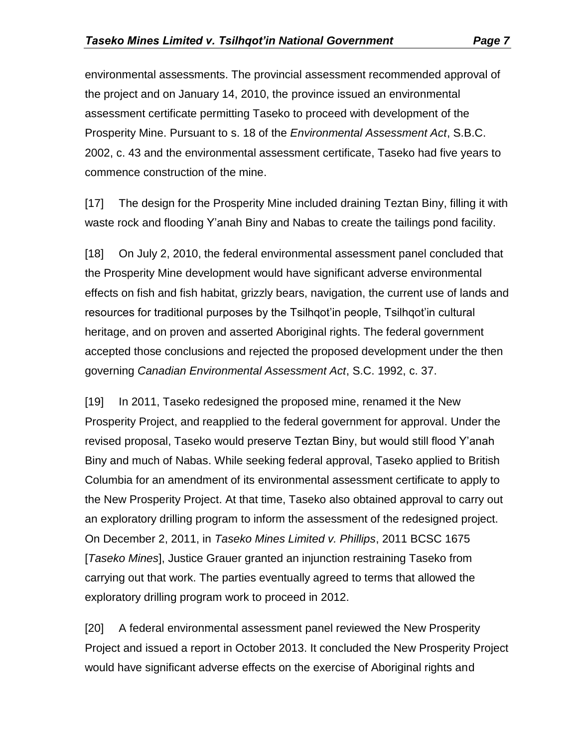environmental assessments. The provincial assessment recommended approval of the project and on January 14, 2010, the province issued an environmental assessment certificate permitting Taseko to proceed with development of the Prosperity Mine. Pursuant to s. 18 of the *Environmental Assessment Act*, S.B.C. 2002, c. 43 and the environmental assessment certificate, Taseko had five years to commence construction of the mine.

[17] The design for the Prosperity Mine included draining Teztan Biny, filling it with waste rock and flooding Y'anah Biny and Nabas to create the tailings pond facility.

[18] On July 2, 2010, the federal environmental assessment panel concluded that the Prosperity Mine development would have significant adverse environmental effects on fish and fish habitat, grizzly bears, navigation, the current use of lands and resources for traditional purposes by the Tsilhqot'in people, Tsilhqot'in cultural heritage, and on proven and asserted Aboriginal rights. The federal government accepted those conclusions and rejected the proposed development under the then governing *Canadian Environmental Assessment Act*, S.C. 1992, c. 37.

[19] In 2011, Taseko redesigned the proposed mine, renamed it the New Prosperity Project, and reapplied to the federal government for approval. Under the revised proposal, Taseko would preserve Teztan Biny, but would still flood Y'anah Biny and much of Nabas. While seeking federal approval, Taseko applied to British Columbia for an amendment of its environmental assessment certificate to apply to the New Prosperity Project. At that time, Taseko also obtained approval to carry out an exploratory drilling program to inform the assessment of the redesigned project. On December 2, 2011, in *Taseko Mines Limited v. Phillips*, 2011 BCSC 1675 [*Taseko Mines*], Justice Grauer granted an injunction restraining Taseko from carrying out that work. The parties eventually agreed to terms that allowed the exploratory drilling program work to proceed in 2012.

[20] A federal environmental assessment panel reviewed the New Prosperity Project and issued a report in October 2013. It concluded the New Prosperity Project would have significant adverse effects on the exercise of Aboriginal rights and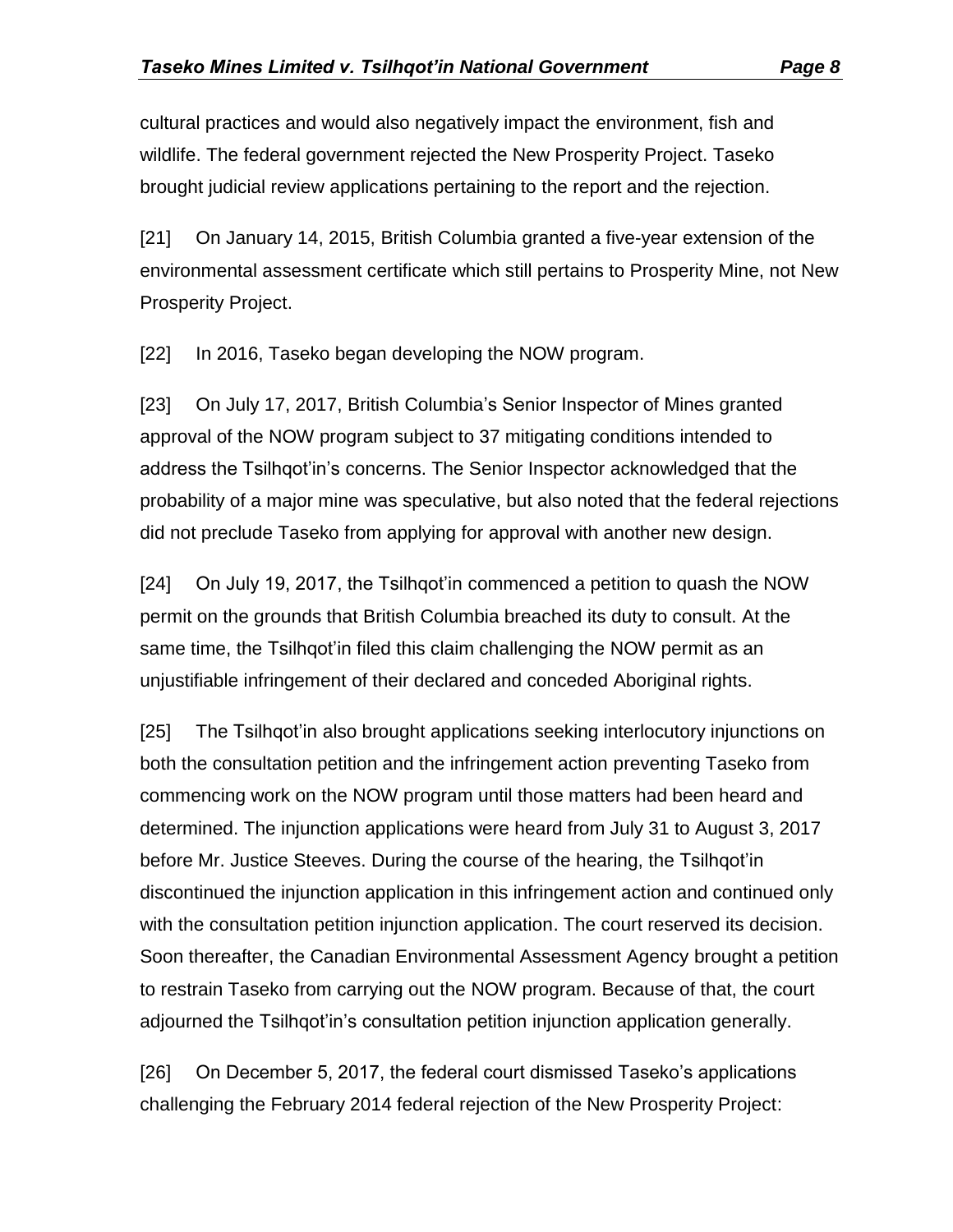cultural practices and would also negatively impact the environment, fish and wildlife. The federal government rejected the New Prosperity Project. Taseko brought judicial review applications pertaining to the report and the rejection.

[21] On January 14, 2015, British Columbia granted a five-year extension of the environmental assessment certificate which still pertains to Prosperity Mine, not New Prosperity Project.

[22] In 2016, Taseko began developing the NOW program.

[23] On July 17, 2017, British Columbia's Senior Inspector of Mines granted approval of the NOW program subject to 37 mitigating conditions intended to address the Tsilhqot'in's concerns. The Senior Inspector acknowledged that the probability of a major mine was speculative, but also noted that the federal rejections did not preclude Taseko from applying for approval with another new design.

[24] On July 19, 2017, the Tsilhqot'in commenced a petition to quash the NOW permit on the grounds that British Columbia breached its duty to consult. At the same time, the Tsilhqot'in filed this claim challenging the NOW permit as an unjustifiable infringement of their declared and conceded Aboriginal rights.

[25] The Tsilhqot'in also brought applications seeking interlocutory injunctions on both the consultation petition and the infringement action preventing Taseko from commencing work on the NOW program until those matters had been heard and determined. The injunction applications were heard from July 31 to August 3, 2017 before Mr. Justice Steeves. During the course of the hearing, the Tsilhqot'in discontinued the injunction application in this infringement action and continued only with the consultation petition injunction application. The court reserved its decision. Soon thereafter, the Canadian Environmental Assessment Agency brought a petition to restrain Taseko from carrying out the NOW program. Because of that, the court adjourned the Tsilhqot'in's consultation petition injunction application generally.

[26] On December 5, 2017, the federal court dismissed Taseko's applications challenging the February 2014 federal rejection of the New Prosperity Project: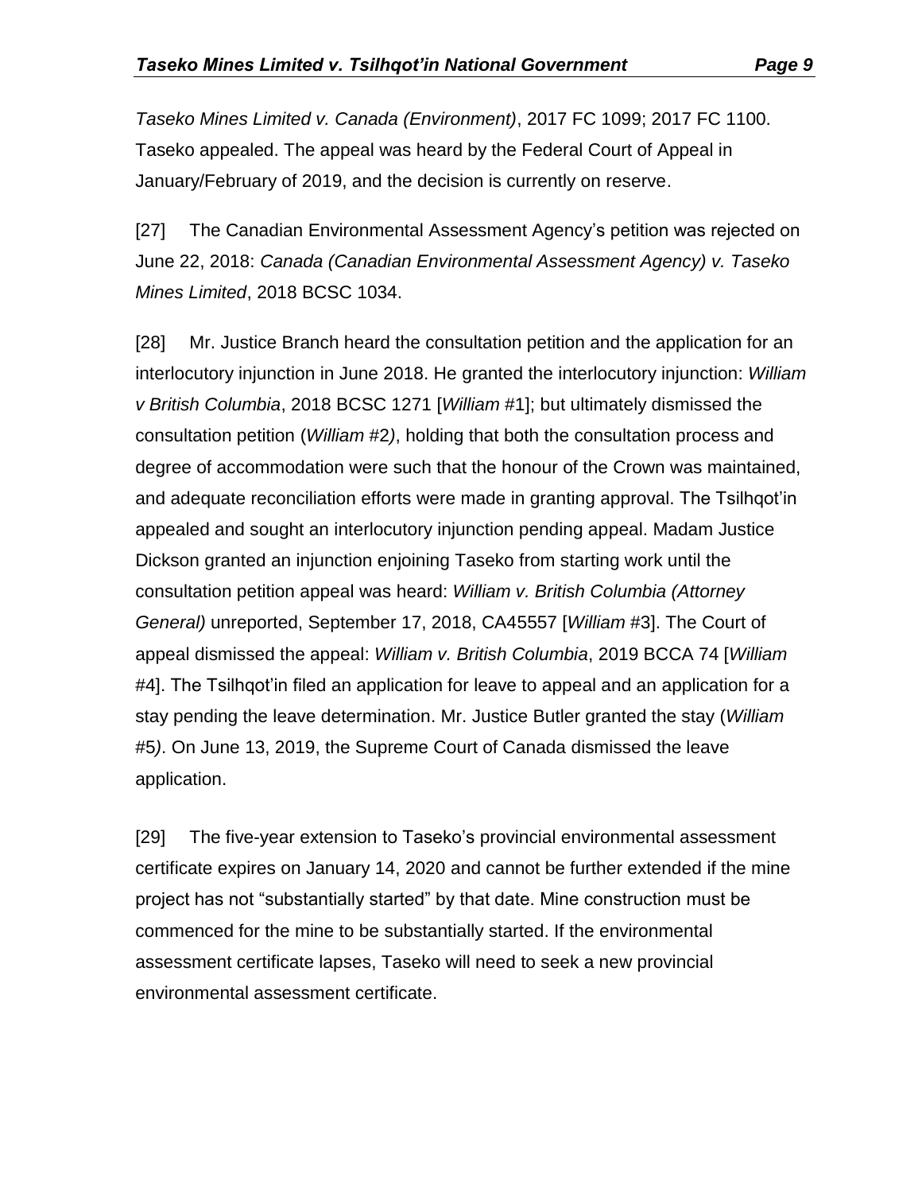*Taseko Mines Limited v. Canada (Environment)*, 2017 FC 1099; 2017 FC 1100. Taseko appealed. The appeal was heard by the Federal Court of Appeal in January/February of 2019, and the decision is currently on reserve.

[27] The Canadian Environmental Assessment Agency's petition was rejected on June 22, 2018: *Canada (Canadian Environmental Assessment Agency) v. Taseko Mines Limited*, 2018 BCSC 1034.

[28] Mr. Justice Branch heard the consultation petition and the application for an interlocutory injunction in June 2018. He granted the interlocutory injunction: *William v British Columbia*, 2018 BCSC 1271 [*William* #1]; but ultimately dismissed the consultation petition (*William* #2*)*, holding that both the consultation process and degree of accommodation were such that the honour of the Crown was maintained, and adequate reconciliation efforts were made in granting approval. The Tsilhqot'in appealed and sought an interlocutory injunction pending appeal. Madam Justice Dickson granted an injunction enjoining Taseko from starting work until the consultation petition appeal was heard: *William v. British Columbia (Attorney General)* unreported, September 17, 2018, CA45557 [*William* #3]. The Court of appeal dismissed the appeal: *William v. British Columbia*, 2019 BCCA 74 [*William* #4]. The Tsilhqot'in filed an application for leave to appeal and an application for a stay pending the leave determination. Mr. Justice Butler granted the stay (*William* #5*)*. On June 13, 2019, the Supreme Court of Canada dismissed the leave application.

[29] The five-year extension to Taseko's provincial environmental assessment certificate expires on January 14, 2020 and cannot be further extended if the mine project has not "substantially started" by that date. Mine construction must be commenced for the mine to be substantially started. If the environmental assessment certificate lapses, Taseko will need to seek a new provincial environmental assessment certificate.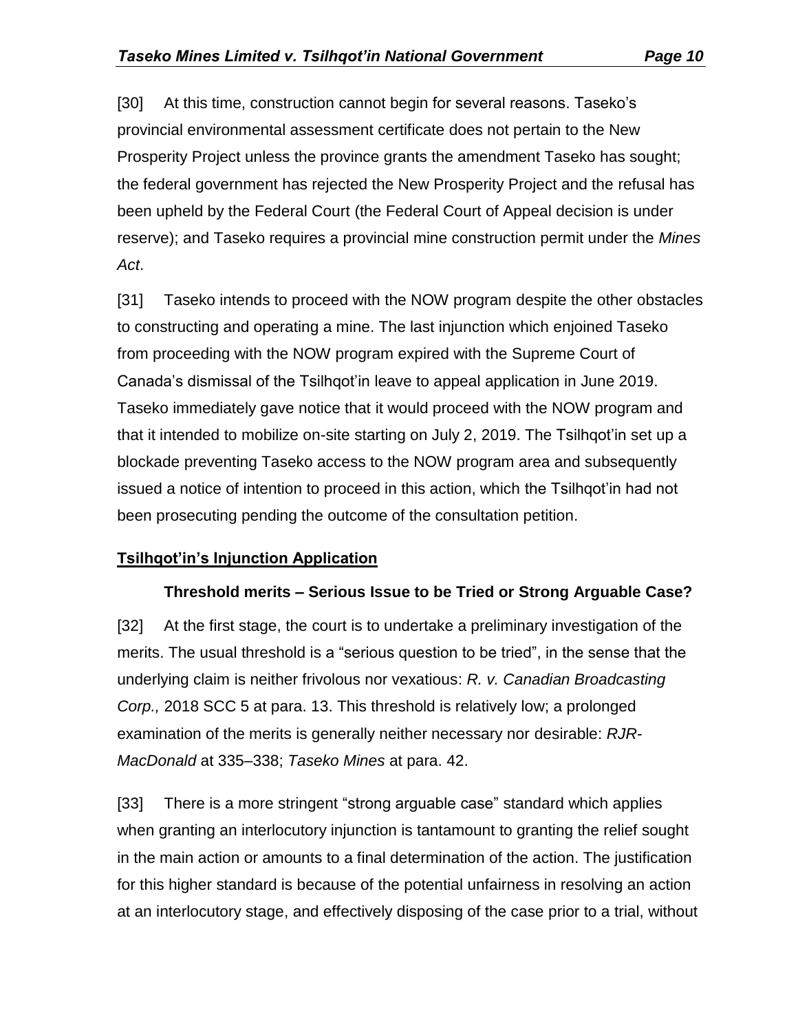[30] At this time, construction cannot begin for several reasons. Taseko's provincial environmental assessment certificate does not pertain to the New Prosperity Project unless the province grants the amendment Taseko has sought; the federal government has rejected the New Prosperity Project and the refusal has been upheld by the Federal Court (the Federal Court of Appeal decision is under reserve); and Taseko requires a provincial mine construction permit under the *Mines Act*.

[31] Taseko intends to proceed with the NOW program despite the other obstacles to constructing and operating a mine. The last injunction which enjoined Taseko from proceeding with the NOW program expired with the Supreme Court of Canada's dismissal of the Tsilhqot'in leave to appeal application in June 2019. Taseko immediately gave notice that it would proceed with the NOW program and that it intended to mobilize on-site starting on July 2, 2019. The Tsilhqot'in set up a blockade preventing Taseko access to the NOW program area and subsequently issued a notice of intention to proceed in this action, which the Tsilhqot'in had not been prosecuting pending the outcome of the consultation petition.

## Tsilhqot'in's Injunction Application

### Threshold merits – Serious Issue to be Tried or Strong Arguable Case?

[32] At the first stage, the court is to undertake a preliminary investigation of the merits. The usual threshold is a "serious question to be tried", in the sense that the underlying claim is neither frivolous nor vexatious: *R. v. Canadian Broadcasting Corp.,* 2018 SCC 5 at para. 13. This threshold is relatively low; a prolonged examination of the merits is generally neither necessary nor desirable: *RJR-MacDonald* at 335–338; *Taseko Mines* at para. 42.

[33] There is a more stringent "strong arguable case" standard which applies when granting an interlocutory injunction is tantamount to granting the relief sought in the main action or amounts to a final determination of the action. The justification for this higher standard is because of the potential unfairness in resolving an action at an interlocutory stage, and effectively disposing of the case prior to a trial, without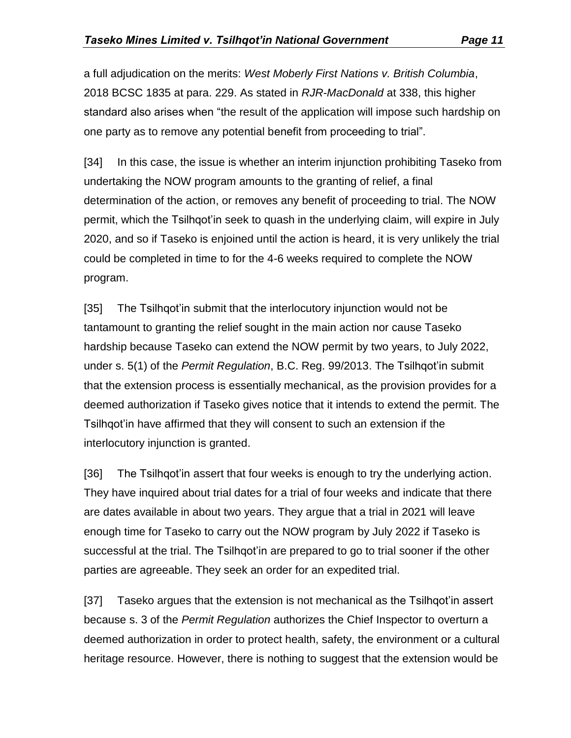a full adjudication on the merits: *West Moberly First Nations v. British Columbia*, 2018 BCSC 1835 at para. 229. As stated in *RJR-MacDonald* at 338, this higher standard also arises when "the result of the application will impose such hardship on one party as to remove any potential benefit from proceeding to trial".

[34] In this case, the issue is whether an interim injunction prohibiting Taseko from undertaking the NOW program amounts to the granting of relief, a final determination of the action, or removes any benefit of proceeding to trial. The NOW permit, which the Tsilhqot'in seek to quash in the underlying claim, will expire in July 2020, and so if Taseko is enjoined until the action is heard, it is very unlikely the trial could be completed in time to for the 4-6 weeks required to complete the NOW program.

[35] The Tsilhqot'in submit that the interlocutory injunction would not be tantamount to granting the relief sought in the main action nor cause Taseko hardship because Taseko can extend the NOW permit by two years, to July 2022, under s. 5(1) of the *Permit Regulation*, B.C. Reg. 99/2013. The Tsilhqot'in submit that the extension process is essentially mechanical, as the provision provides for a deemed authorization if Taseko gives notice that it intends to extend the permit. The Tsilhqot'in have affirmed that they will consent to such an extension if the interlocutory injunction is granted.

[36] The Tsilhqot'in assert that four weeks is enough to try the underlying action. They have inquired about trial dates for a trial of four weeks and indicate that there are dates available in about two years. They argue that a trial in 2021 will leave enough time for Taseko to carry out the NOW program by July 2022 if Taseko is successful at the trial. The Tsilhqot'in are prepared to go to trial sooner if the other parties are agreeable. They seek an order for an expedited trial.

[37] Taseko argues that the extension is not mechanical as the Tsilhqot'in assert because s. 3 of the *Permit Regulation* authorizes the Chief Inspector to overturn a deemed authorization in order to protect health, safety, the environment or a cultural heritage resource. However, there is nothing to suggest that the extension would be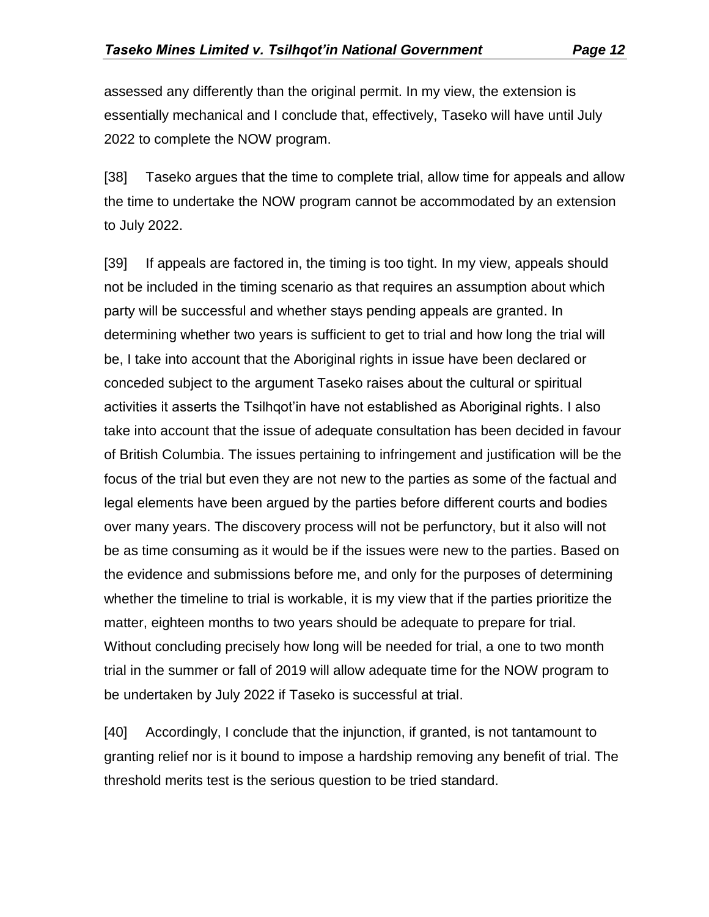assessed any differently than the original permit. In my view, the extension is essentially mechanical and I conclude that, effectively, Taseko will have until July 2022 to complete the NOW program.

[38] Taseko argues that the time to complete trial, allow time for appeals and allow the time to undertake the NOW program cannot be accommodated by an extension to July 2022.

[39] If appeals are factored in, the timing is too tight. In my view, appeals should not be included in the timing scenario as that requires an assumption about which party will be successful and whether stays pending appeals are granted. In determining whether two years is sufficient to get to trial and how long the trial will be, I take into account that the Aboriginal rights in issue have been declared or conceded subject to the argument Taseko raises about the cultural or spiritual activities it asserts the Tsilhqot'in have not established as Aboriginal rights. I also take into account that the issue of adequate consultation has been decided in favour of British Columbia. The issues pertaining to infringement and justification will be the focus of the trial but even they are not new to the parties as some of the factual and legal elements have been argued by the parties before different courts and bodies over many years. The discovery process will not be perfunctory, but it also will not be as time consuming as it would be if the issues were new to the parties. Based on the evidence and submissions before me, and only for the purposes of determining whether the timeline to trial is workable, it is my view that if the parties prioritize the matter, eighteen months to two years should be adequate to prepare for trial. Without concluding precisely how long will be needed for trial, a one to two month trial in the summer or fall of 2019 will allow adequate time for the NOW program to be undertaken by July 2022 if Taseko is successful at trial.

[40] Accordingly, I conclude that the injunction, if granted, is not tantamount to granting relief nor is it bound to impose a hardship removing any benefit of trial. The threshold merits test is the serious question to be tried standard.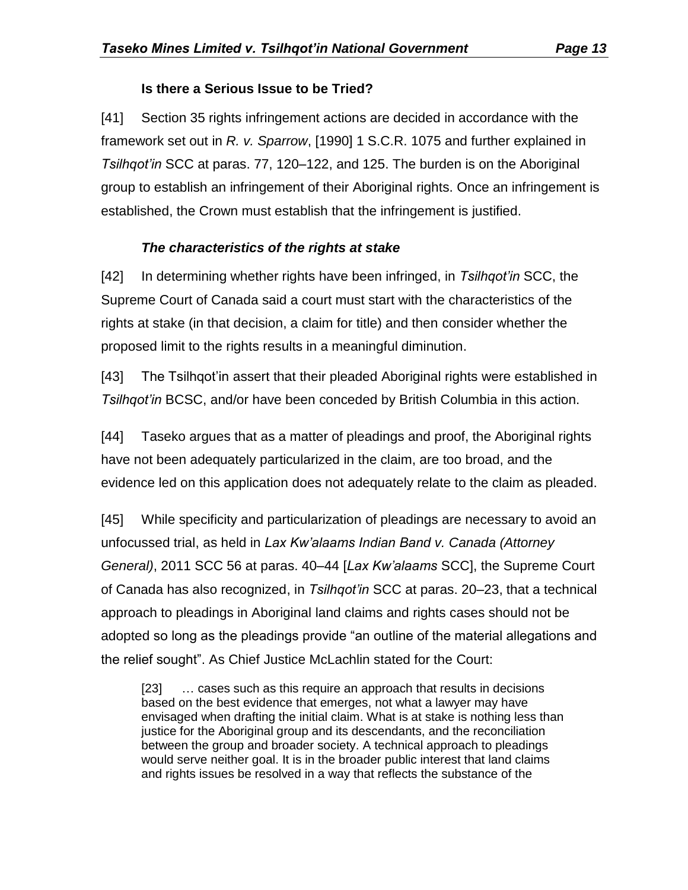#### **Is there a Serious Issue to be Tried?**

[41] Section 35 rights infringement actions are decided in accordance with the framework set out in *R. v. Sparrow*, [1990] 1 S.C.R. 1075 and further explained in *Tsilhqot'in* SCC at paras. 77, 120–122, and 125. The burden is on the Aboriginal group to establish an infringement of their Aboriginal rights. Once an infringement is established, the Crown must establish that the infringement is justified.

##### ***The characteristics of the rights at stake***

[42] In determining whether rights have been infringed, in *Tsilhqot'in* SCC, the Supreme Court of Canada said a court must start with the characteristics of the rights at stake (in that decision, a claim for title) and then consider whether the proposed limit to the rights results in a meaningful diminution.

[43] The Tsilhqot'in assert that their pleaded Aboriginal rights were established in *Tsilhqot'in* BCSC, and/or have been conceded by British Columbia in this action.

[44] Taseko argues that as a matter of pleadings and proof, the Aboriginal rights have not been adequately particularized in the claim, are too broad, and the evidence led on this application does not adequately relate to the claim as pleaded.

[45] While specificity and particularization of pleadings are necessary to avoid an unfocussed trial, as held in *Lax Kw'alaams Indian Band v. Canada (Attorney General)*, 2011 SCC 56 at paras. 40–44 [*Lax Kw'alaams* SCC], the Supreme Court of Canada has also recognized, in *Tsilhqot'in* SCC at paras. 20–23, that a technical approach to pleadings in Aboriginal land claims and rights cases should not be adopted so long as the pleadings provide "an outline of the material allegations and the relief sought". As Chief Justice McLachlin stated for the Court:

> [23] … cases such as this require an approach that results in decisions based on the best evidence that emerges, not what a lawyer may have envisaged when drafting the initial claim. What is at stake is nothing less than justice for the Aboriginal group and its descendants, and the reconciliation between the group and broader society. A technical approach to pleadings would serve neither goal. It is in the broader public interest that land claims and rights issues be resolved in a way that reflects the substance of the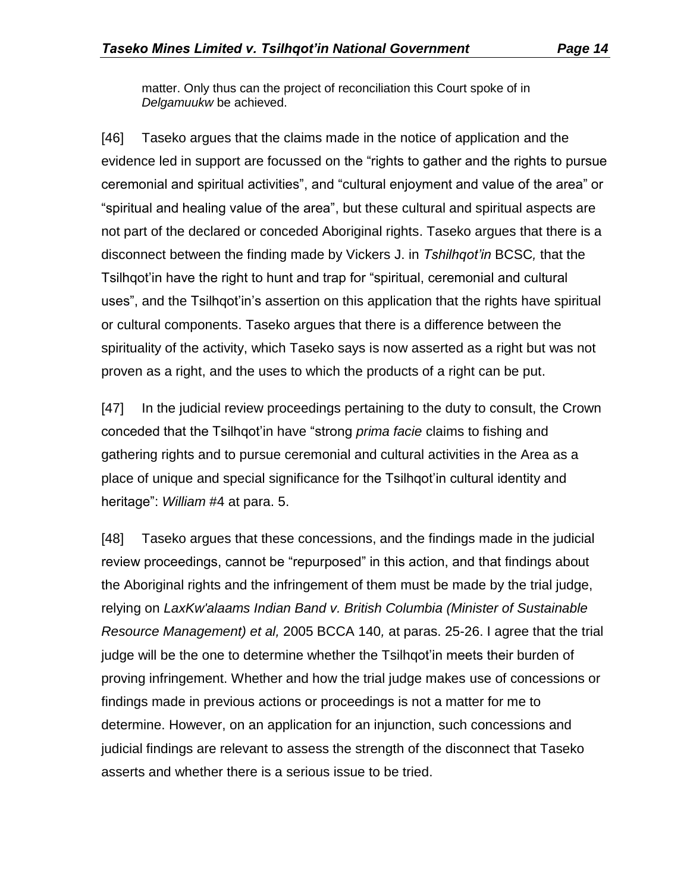> matter. Only thus can the project of reconciliation this Court spoke of in *Delgamuukw* be achieved.

[46] Taseko argues that the claims made in the notice of application and the evidence led in support are focussed on the "rights to gather and the rights to pursue ceremonial and spiritual activities", and "cultural enjoyment and value of the area" or "spiritual and healing value of the area", but these cultural and spiritual aspects are not part of the declared or conceded Aboriginal rights. Taseko argues that there is a disconnect between the finding made by Vickers J. in *Tshilhqot'in* BCSC*,* that the Tsilhqot'in have the right to hunt and trap for "spiritual, ceremonial and cultural uses", and the Tsilhqot'in's assertion on this application that the rights have spiritual or cultural components. Taseko argues that there is a difference between the spirituality of the activity, which Taseko says is now asserted as a right but was not proven as a right, and the uses to which the products of a right can be put.

[47] In the judicial review proceedings pertaining to the duty to consult, the Crown conceded that the Tsilhqot'in have "strong *prima facie* claims to fishing and gathering rights and to pursue ceremonial and cultural activities in the Area as a place of unique and special significance for the Tsilhqot'in cultural identity and heritage": *William* #4 at para. 5.

[48] Taseko argues that these concessions, and the findings made in the judicial review proceedings, cannot be "repurposed" in this action, and that findings about the Aboriginal rights and the infringement of them must be made by the trial judge, relying on *LaxKw'alaams Indian Band v. British Columbia (Minister of Sustainable Resource Management) et al,* 2005 BCCA 140*,* at paras. 25-26. I agree that the trial judge will be the one to determine whether the Tsilhqot'in meets their burden of proving infringement. Whether and how the trial judge makes use of concessions or findings made in previous actions or proceedings is not a matter for me to determine. However, on an application for an injunction, such concessions and judicial findings are relevant to assess the strength of the disconnect that Taseko asserts and whether there is a serious issue to be tried.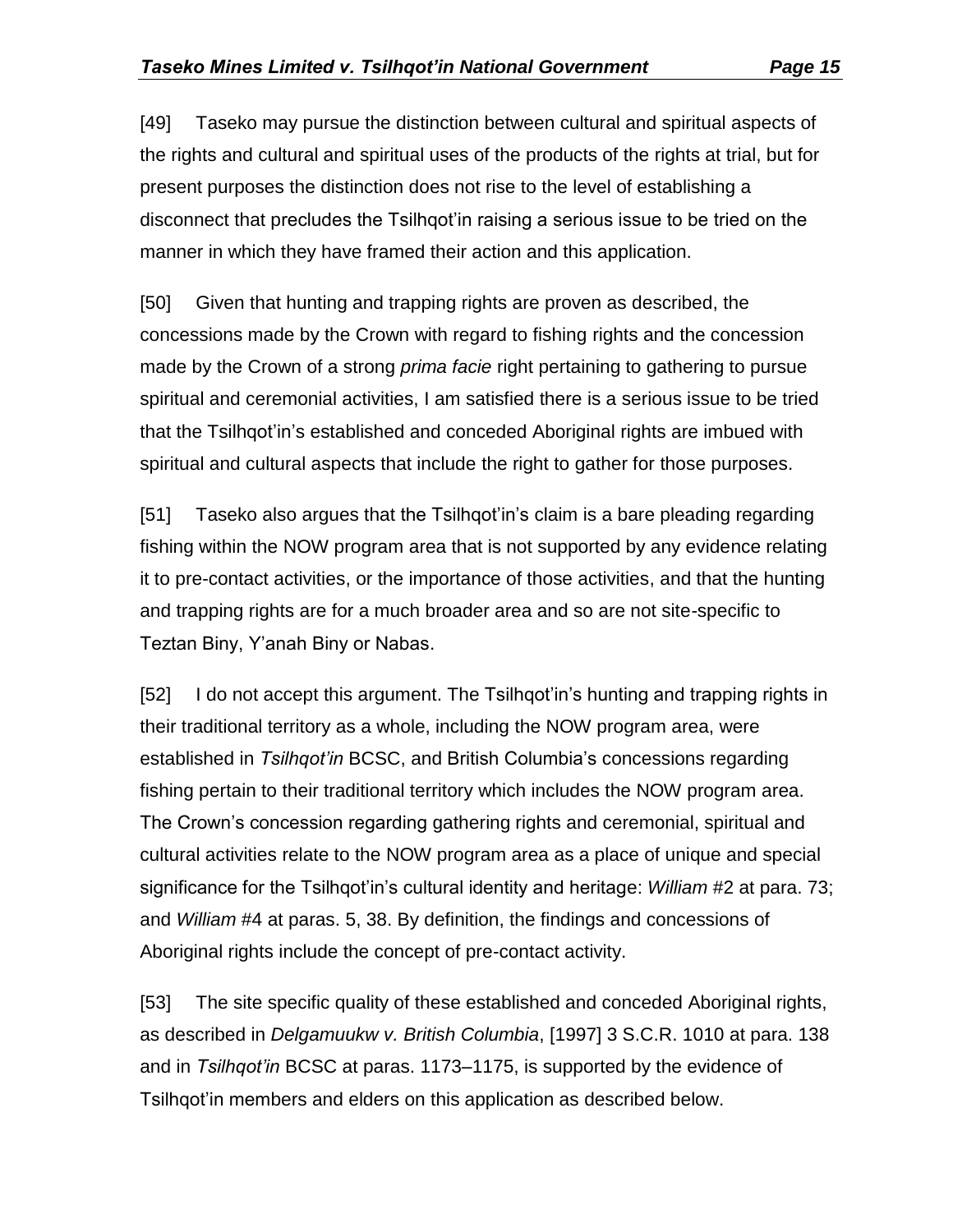[49] Taseko may pursue the distinction between cultural and spiritual aspects of the rights and cultural and spiritual uses of the products of the rights at trial, but for present purposes the distinction does not rise to the level of establishing a disconnect that precludes the Tsilhqot'in raising a serious issue to be tried on the manner in which they have framed their action and this application.

[50] Given that hunting and trapping rights are proven as described, the concessions made by the Crown with regard to fishing rights and the concession made by the Crown of a strong *prima facie* right pertaining to gathering to pursue spiritual and ceremonial activities, I am satisfied there is a serious issue to be tried that the Tsilhqot'in's established and conceded Aboriginal rights are imbued with spiritual and cultural aspects that include the right to gather for those purposes.

[51] Taseko also argues that the Tsilhqot'in's claim is a bare pleading regarding fishing within the NOW program area that is not supported by any evidence relating it to pre-contact activities, or the importance of those activities, and that the hunting and trapping rights are for a much broader area and so are not site-specific to Teztan Biny, Y'anah Biny or Nabas.

[52] I do not accept this argument. The Tsilhqot'in's hunting and trapping rights in their traditional territory as a whole, including the NOW program area, were established in *Tsilhqot'in* BCSC, and British Columbia's concessions regarding fishing pertain to their traditional territory which includes the NOW program area. The Crown's concession regarding gathering rights and ceremonial, spiritual and cultural activities relate to the NOW program area as a place of unique and special significance for the Tsilhqot'in's cultural identity and heritage: *William* #2 at para. 73; and *William* #4 at paras. 5, 38. By definition, the findings and concessions of Aboriginal rights include the concept of pre-contact activity.

[53] The site specific quality of these established and conceded Aboriginal rights, as described in *Delgamuukw v. British Columbia*, [1997] 3 S.C.R. 1010 at para. 138 and in *Tsilhqot'in* BCSC at paras. 1173–1175, is supported by the evidence of Tsilhqot'in members and elders on this application as described below.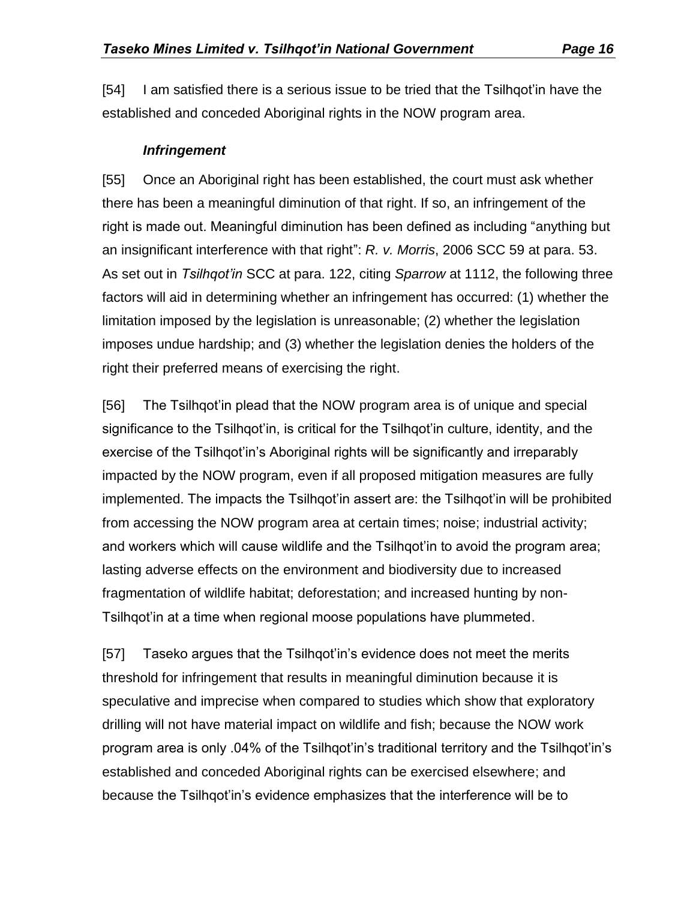[54] I am satisfied there is a serious issue to be tried that the Tsilhqot'in have the established and conceded Aboriginal rights in the NOW program area.

### *Infringement*

[55] Once an Aboriginal right has been established, the court must ask whether there has been a meaningful diminution of that right. If so, an infringement of the right is made out. Meaningful diminution has been defined as including "anything but an insignificant interference with that right": *R. v. Morris*, 2006 SCC 59 at para. 53. As set out in *Tsilhqot'in* SCC at para. 122, citing *Sparrow* at 1112, the following three factors will aid in determining whether an infringement has occurred: (1) whether the limitation imposed by the legislation is unreasonable; (2) whether the legislation imposes undue hardship; and (3) whether the legislation denies the holders of the right their preferred means of exercising the right.

[56] The Tsilhqot'in plead that the NOW program area is of unique and special significance to the Tsilhqot'in, is critical for the Tsilhqot'in culture, identity, and the exercise of the Tsilhqot'in's Aboriginal rights will be significantly and irreparably impacted by the NOW program, even if all proposed mitigation measures are fully implemented. The impacts the Tsilhqot'in assert are: the Tsilhqot'in will be prohibited from accessing the NOW program area at certain times; noise; industrial activity; and workers which will cause wildlife and the Tsilhqot'in to avoid the program area; lasting adverse effects on the environment and biodiversity due to increased fragmentation of wildlife habitat; deforestation; and increased hunting by non-Tsilhqot'in at a time when regional moose populations have plummeted.

[57] Taseko argues that the Tsilhqot'in's evidence does not meet the merits threshold for infringement that results in meaningful diminution because it is speculative and imprecise when compared to studies which show that exploratory drilling will not have material impact on wildlife and fish; because the NOW work program area is only .04% of the Tsilhqot'in's traditional territory and the Tsilhqot'in's established and conceded Aboriginal rights can be exercised elsewhere; and because the Tsilhqot'in's evidence emphasizes that the interference will be to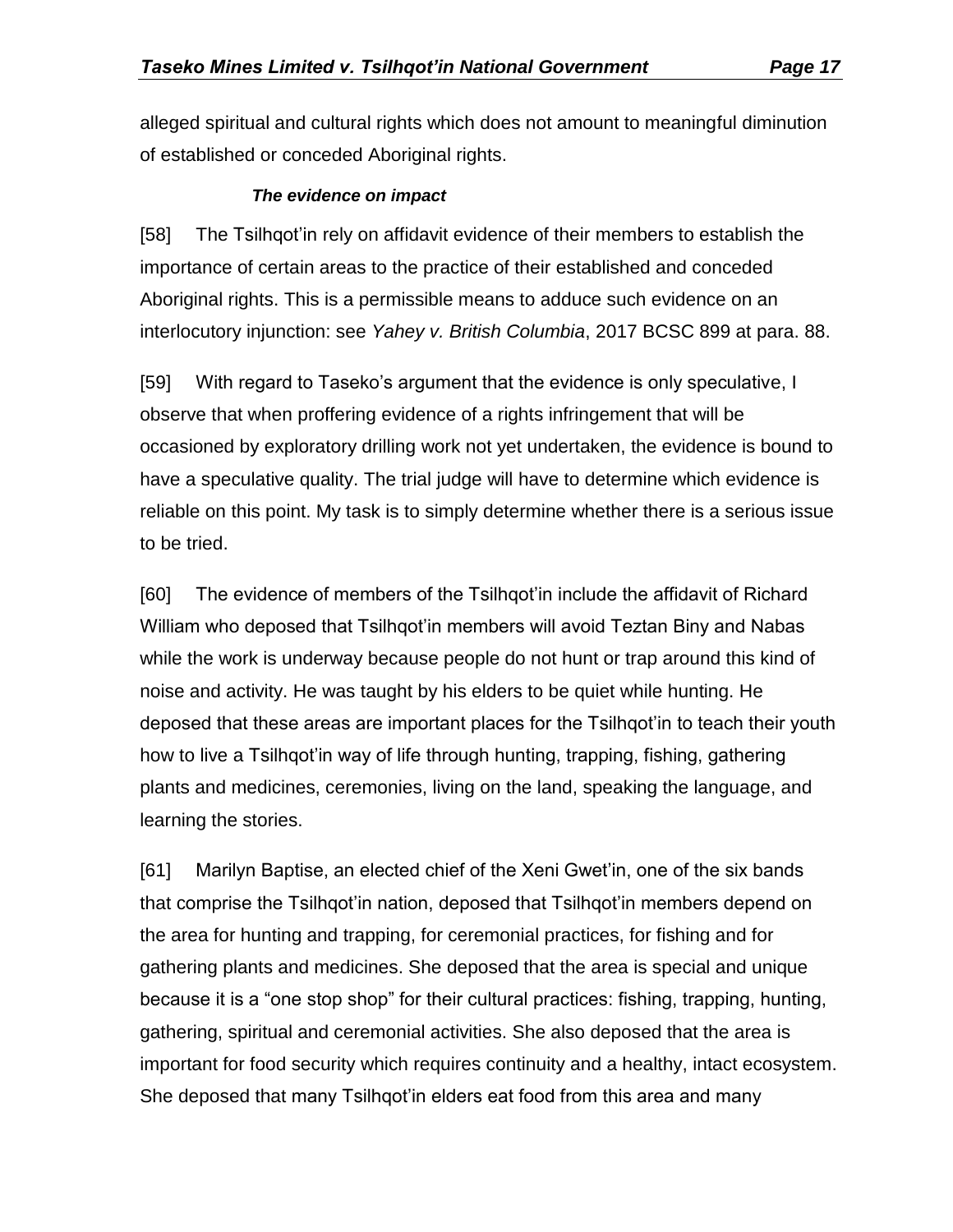alleged spiritual and cultural rights which does not amount to meaningful diminution of established or conceded Aboriginal rights.

#### *The evidence on impact*

[58] The Tsilhqot'in rely on affidavit evidence of their members to establish the importance of certain areas to the practice of their established and conceded Aboriginal rights. This is a permissible means to adduce such evidence on an interlocutory injunction: see *Yahey v. British Columbia*, 2017 BCSC 899 at para. 88.

[59] With regard to Taseko's argument that the evidence is only speculative, I observe that when proffering evidence of a rights infringement that will be occasioned by exploratory drilling work not yet undertaken, the evidence is bound to have a speculative quality. The trial judge will have to determine which evidence is reliable on this point. My task is to simply determine whether there is a serious issue to be tried.

[60] The evidence of members of the Tsilhqot'in include the affidavit of Richard William who deposed that Tsilhqot'in members will avoid Teztan Biny and Nabas while the work is underway because people do not hunt or trap around this kind of noise and activity. He was taught by his elders to be quiet while hunting. He deposed that these areas are important places for the Tsilhqot'in to teach their youth how to live a Tsilhqot'in way of life through hunting, trapping, fishing, gathering plants and medicines, ceremonies, living on the land, speaking the language, and learning the stories.

[61] Marilyn Baptise, an elected chief of the Xeni Gwet'in, one of the six bands that comprise the Tsilhqot'in nation, deposed that Tsilhqot'in members depend on the area for hunting and trapping, for ceremonial practices, for fishing and for gathering plants and medicines. She deposed that the area is special and unique because it is a "one stop shop" for their cultural practices: fishing, trapping, hunting, gathering, spiritual and ceremonial activities. She also deposed that the area is important for food security which requires continuity and a healthy, intact ecosystem. She deposed that many Tsilhqot'in elders eat food from this area and many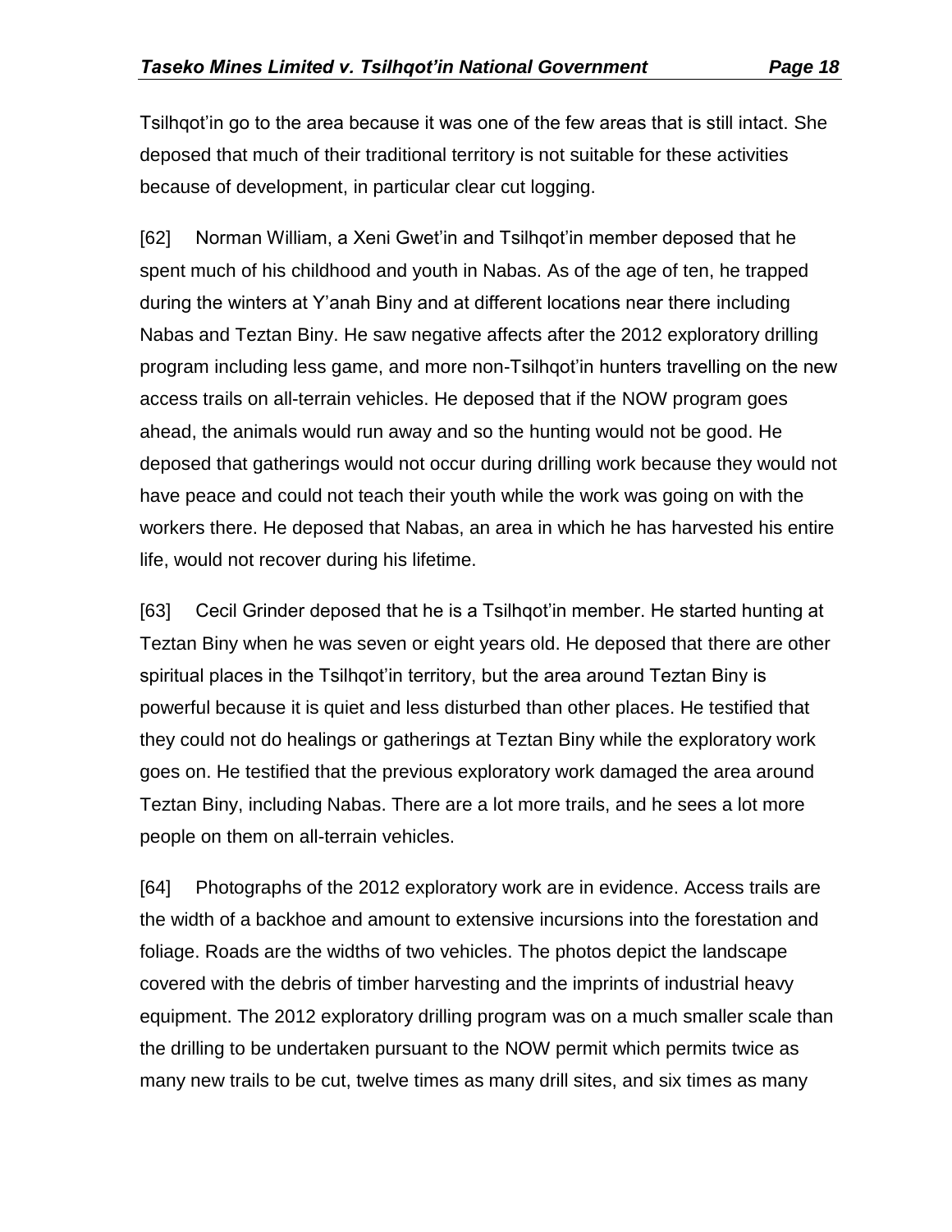Tsilhqot'in go to the area because it was one of the few areas that is still intact. She deposed that much of their traditional territory is not suitable for these activities because of development, in particular clear cut logging.

[62] Norman William, a Xeni Gwet'in and Tsilhqot'in member deposed that he spent much of his childhood and youth in Nabas. As of the age of ten, he trapped during the winters at Y'anah Biny and at different locations near there including Nabas and Teztan Biny. He saw negative affects after the 2012 exploratory drilling program including less game, and more non-Tsilhqot'in hunters travelling on the new access trails on all-terrain vehicles. He deposed that if the NOW program goes ahead, the animals would run away and so the hunting would not be good. He deposed that gatherings would not occur during drilling work because they would not have peace and could not teach their youth while the work was going on with the workers there. He deposed that Nabas, an area in which he has harvested his entire life, would not recover during his lifetime.

[63] Cecil Grinder deposed that he is a Tsilhqot'in member. He started hunting at Teztan Biny when he was seven or eight years old. He deposed that there are other spiritual places in the Tsilhqot'in territory, but the area around Teztan Biny is powerful because it is quiet and less disturbed than other places. He testified that they could not do healings or gatherings at Teztan Biny while the exploratory work goes on. He testified that the previous exploratory work damaged the area around Teztan Biny, including Nabas. There are a lot more trails, and he sees a lot more people on them on all-terrain vehicles.

[64] Photographs of the 2012 exploratory work are in evidence. Access trails are the width of a backhoe and amount to extensive incursions into the forestation and foliage. Roads are the widths of two vehicles. The photos depict the landscape covered with the debris of timber harvesting and the imprints of industrial heavy equipment. The 2012 exploratory drilling program was on a much smaller scale than the drilling to be undertaken pursuant to the NOW permit which permits twice as many new trails to be cut, twelve times as many drill sites, and six times as many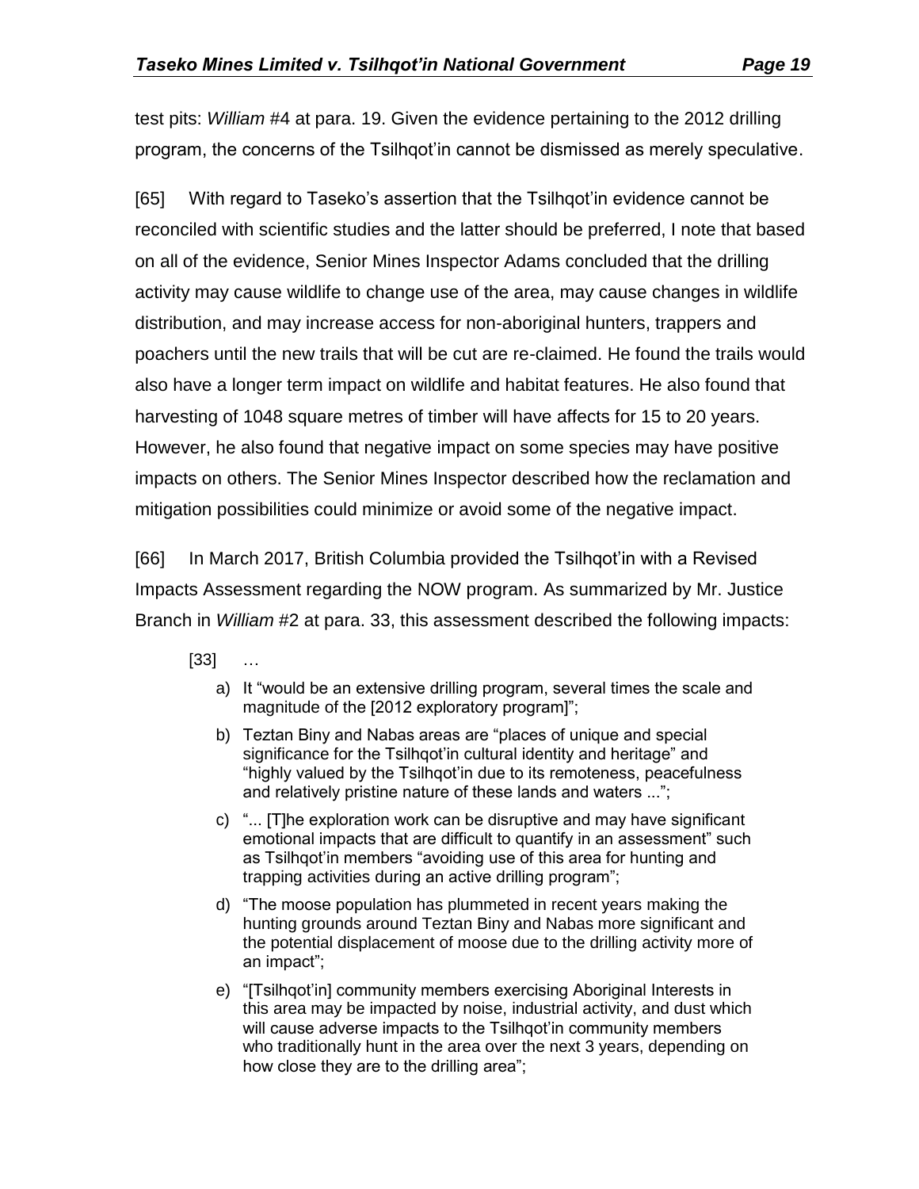test pits: *William* #4 at para. 19. Given the evidence pertaining to the 2012 drilling program, the concerns of the Tsilhqot'in cannot be dismissed as merely speculative.

[65] With regard to Taseko's assertion that the Tsilhqot'in evidence cannot be reconciled with scientific studies and the latter should be preferred, I note that based on all of the evidence, Senior Mines Inspector Adams concluded that the drilling activity may cause wildlife to change use of the area, may cause changes in wildlife distribution, and may increase access for non-aboriginal hunters, trappers and poachers until the new trails that will be cut are re-claimed. He found the trails would also have a longer term impact on wildlife and habitat features. He also found that harvesting of 1048 square metres of timber will have affects for 15 to 20 years. However, he also found that negative impact on some species may have positive impacts on others. The Senior Mines Inspector described how the reclamation and mitigation possibilities could minimize or avoid some of the negative impact.

[66] In March 2017, British Columbia provided the Tsilhqot'in with a Revised Impacts Assessment regarding the NOW program. As summarized by Mr. Justice Branch in *William* #2 at para. 33, this assessment described the following impacts:

> [33] …
>
> a) It "would be an extensive drilling program, several times the scale and magnitude of the [2012 exploratory program]";
>
> b) Teztan Biny and Nabas areas are "places of unique and special significance for the Tsilhqot'in cultural identity and heritage" and "highly valued by the Tsilhqot'in due to its remoteness, peacefulness and relatively pristine nature of these lands and waters ...";
>
> c) "... [T]he exploration work can be disruptive and may have significant emotional impacts that are difficult to quantify in an assessment" such as Tsilhqot'in members "avoiding use of this area for hunting and trapping activities during an active drilling program";
>
> d) "The moose population has plummeted in recent years making the hunting grounds around Teztan Biny and Nabas more significant and the potential displacement of moose due to the drilling activity more of an impact";
>
> e) "[Tsilhqot'in] community members exercising Aboriginal Interests in this area may be impacted by noise, industrial activity, and dust which will cause adverse impacts to the Tsilhqot'in community members who traditionally hunt in the area over the next 3 years, depending on how close they are to the drilling area";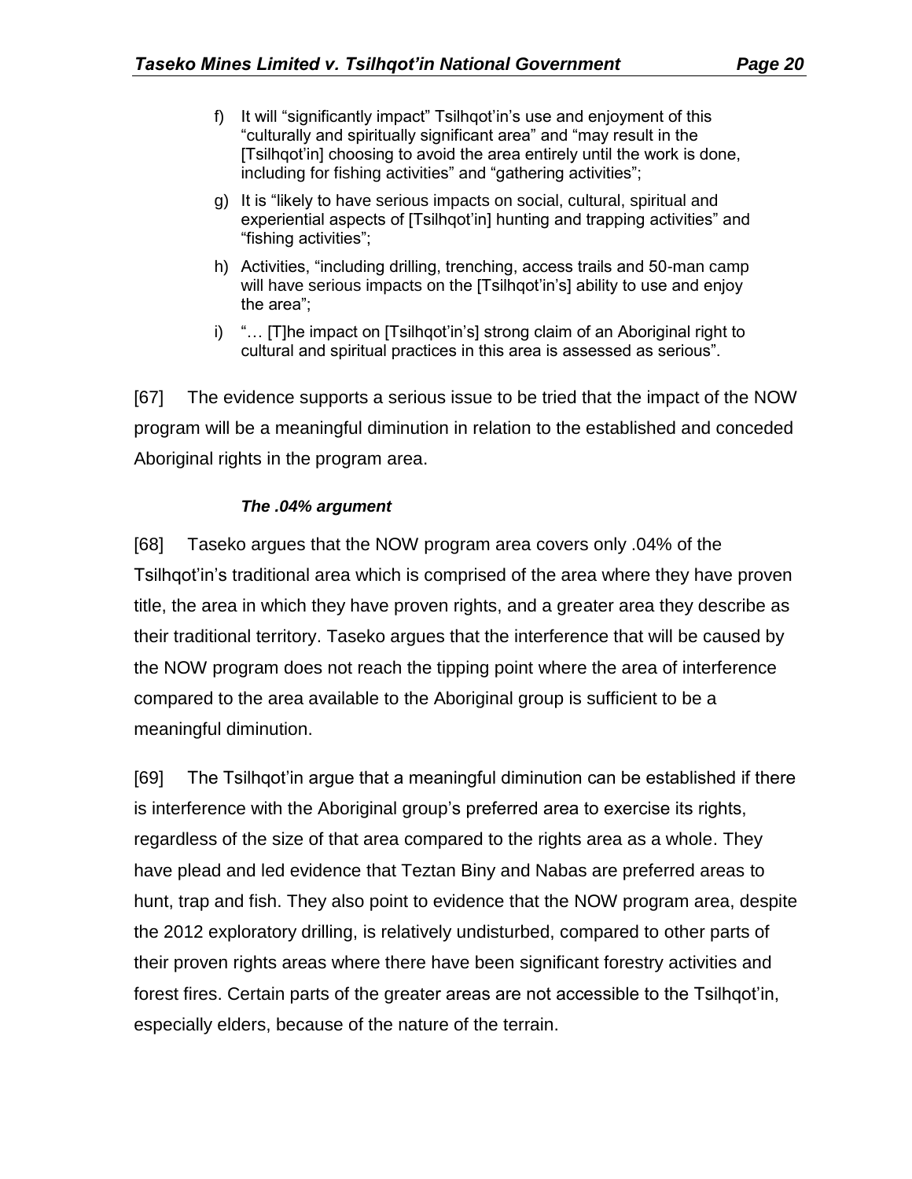f) It will "significantly impact" Tsilhqot'in's use and enjoyment of this "culturally and spiritually significant area" and "may result in the [Tsilhqot'in] choosing to avoid the area entirely until the work is done, including for fishing activities" and "gathering activities";

g) It is "likely to have serious impacts on social, cultural, spiritual and experiential aspects of [Tsilhqot'in] hunting and trapping activities" and "fishing activities";

h) Activities, "including drilling, trenching, access trails and 50-man camp will have serious impacts on the [Tsilhqot'in's] ability to use and enjoy the area";

i) "… [T]he impact on [Tsilhqot'in's] strong claim of an Aboriginal right to cultural and spiritual practices in this area is assessed as serious".

[67] The evidence supports a serious issue to be tried that the impact of the NOW program will be a meaningful diminution in relation to the established and conceded Aboriginal rights in the program area.

***The .04% argument***

[68] Taseko argues that the NOW program area covers only .04% of the Tsilhqot'in's traditional area which is comprised of the area where they have proven title, the area in which they have proven rights, and a greater area they describe as their traditional territory. Taseko argues that the interference that will be caused by the NOW program does not reach the tipping point where the area of interference compared to the area available to the Aboriginal group is sufficient to be a meaningful diminution.

[69] The Tsilhqot'in argue that a meaningful diminution can be established if there is interference with the Aboriginal group's preferred area to exercise its rights, regardless of the size of that area compared to the rights area as a whole. They have plead and led evidence that Teztan Biny and Nabas are preferred areas to hunt, trap and fish. They also point to evidence that the NOW program area, despite the 2012 exploratory drilling, is relatively undisturbed, compared to other parts of their proven rights areas where there have been significant forestry activities and forest fires. Certain parts of the greater areas are not accessible to the Tsilhqot'in, especially elders, because of the nature of the terrain.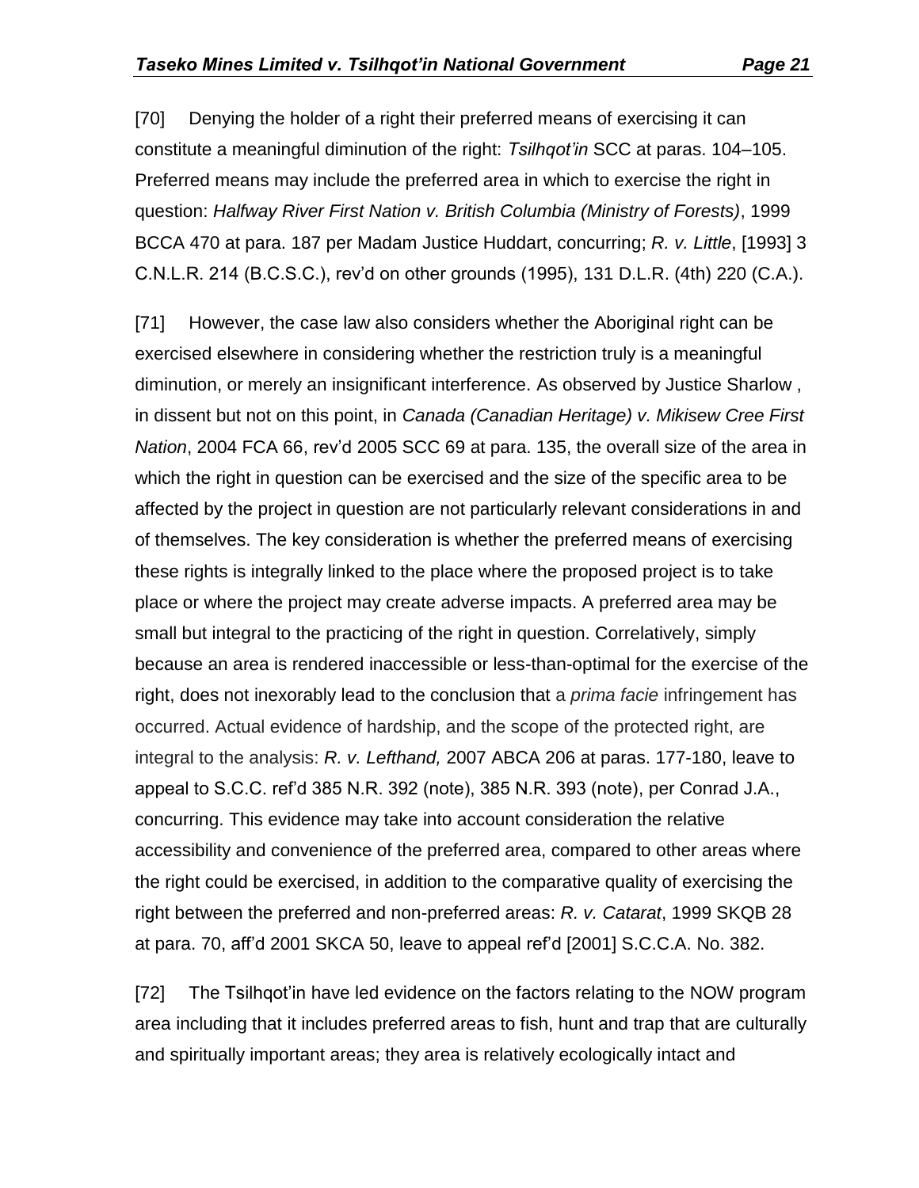[70] Denying the holder of a right their preferred means of exercising it can constitute a meaningful diminution of the right: *Tsilhqot'in* SCC at paras. 104–105. Preferred means may include the preferred area in which to exercise the right in question: *Halfway River First Nation v. British Columbia (Ministry of Forests)*, 1999 BCCA 470 at para. 187 per Madam Justice Huddart, concurring; *R. v. Little*, [1993] 3 C.N.L.R. 214 (B.C.S.C.), rev'd on other grounds (1995), 131 D.L.R. (4th) 220 (C.A.).

[71] However, the case law also considers whether the Aboriginal right can be exercised elsewhere in considering whether the restriction truly is a meaningful diminution, or merely an insignificant interference. As observed by Justice Sharlow , in dissent but not on this point, in *Canada (Canadian Heritage) v. Mikisew Cree First Nation*, 2004 FCA 66, rev'd 2005 SCC 69 at para. 135, the overall size of the area in which the right in question can be exercised and the size of the specific area to be affected by the project in question are not particularly relevant considerations in and of themselves. The key consideration is whether the preferred means of exercising these rights is integrally linked to the place where the proposed project is to take place or where the project may create adverse impacts. A preferred area may be small but integral to the practicing of the right in question. Correlatively, simply because an area is rendered inaccessible or less-than-optimal for the exercise of the right, does not inexorably lead to the conclusion that a *prima facie* infringement has occurred. Actual evidence of hardship, and the scope of the protected right, are integral to the analysis: *R. v. Lefthand,* 2007 ABCA 206 at paras. 177-180, leave to appeal to S.C.C. ref'd 385 N.R. 392 (note), 385 N.R. 393 (note), per Conrad J.A., concurring. This evidence may take into account consideration the relative accessibility and convenience of the preferred area, compared to other areas where the right could be exercised, in addition to the comparative quality of exercising the right between the preferred and non-preferred areas: *R. v. Catarat*, 1999 SKQB 28 at para. 70, aff'd 2001 SKCA 50, leave to appeal ref'd [2001] S.C.C.A. No. 382.

[72] The Tsilhqot'in have led evidence on the factors relating to the NOW program area including that it includes preferred areas to fish, hunt and trap that are culturally and spiritually important areas; they area is relatively ecologically intact and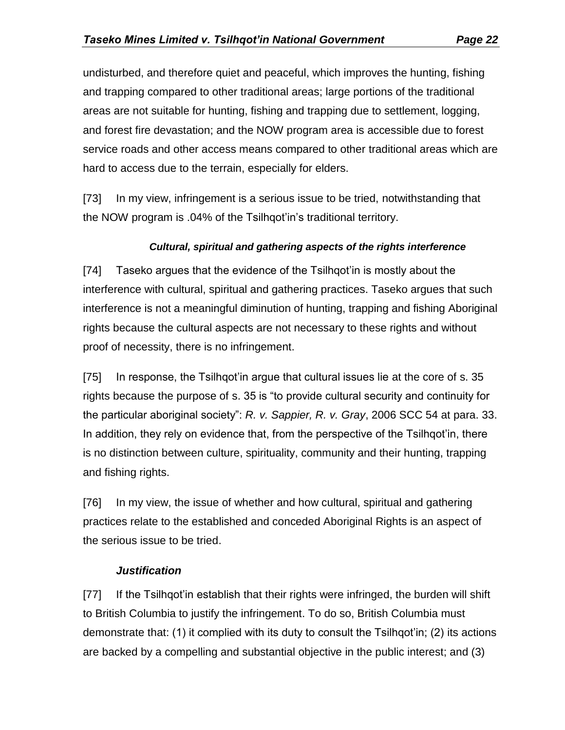undisturbed, and therefore quiet and peaceful, which improves the hunting, fishing and trapping compared to other traditional areas; large portions of the traditional areas are not suitable for hunting, fishing and trapping due to settlement, logging, and forest fire devastation; and the NOW program area is accessible due to forest service roads and other access means compared to other traditional areas which are hard to access due to the terrain, especially for elders.

[73] In my view, infringement is a serious issue to be tried, notwithstanding that the NOW program is .04% of the Tsilhqot'in's traditional territory.

### *Cultural, spiritual and gathering aspects of the rights interference*

[74] Taseko argues that the evidence of the Tsilhqot'in is mostly about the interference with cultural, spiritual and gathering practices. Taseko argues that such interference is not a meaningful diminution of hunting, trapping and fishing Aboriginal rights because the cultural aspects are not necessary to these rights and without proof of necessity, there is no infringement.

[75] In response, the Tsilhqot'in argue that cultural issues lie at the core of s. 35 rights because the purpose of s. 35 is "to provide cultural security and continuity for the particular aboriginal society": *R. v. Sappier, R. v. Gray*, 2006 SCC 54 at para. 33. In addition, they rely on evidence that, from the perspective of the Tsilhqot'in, there is no distinction between culture, spirituality, community and their hunting, trapping and fishing rights.

[76] In my view, the issue of whether and how cultural, spiritual and gathering practices relate to the established and conceded Aboriginal Rights is an aspect of the serious issue to be tried.

### *Justification*

[77] If the Tsilhqot'in establish that their rights were infringed, the burden will shift to British Columbia to justify the infringement. To do so, British Columbia must demonstrate that: (1) it complied with its duty to consult the Tsilhqot'in; (2) its actions are backed by a compelling and substantial objective in the public interest; and (3)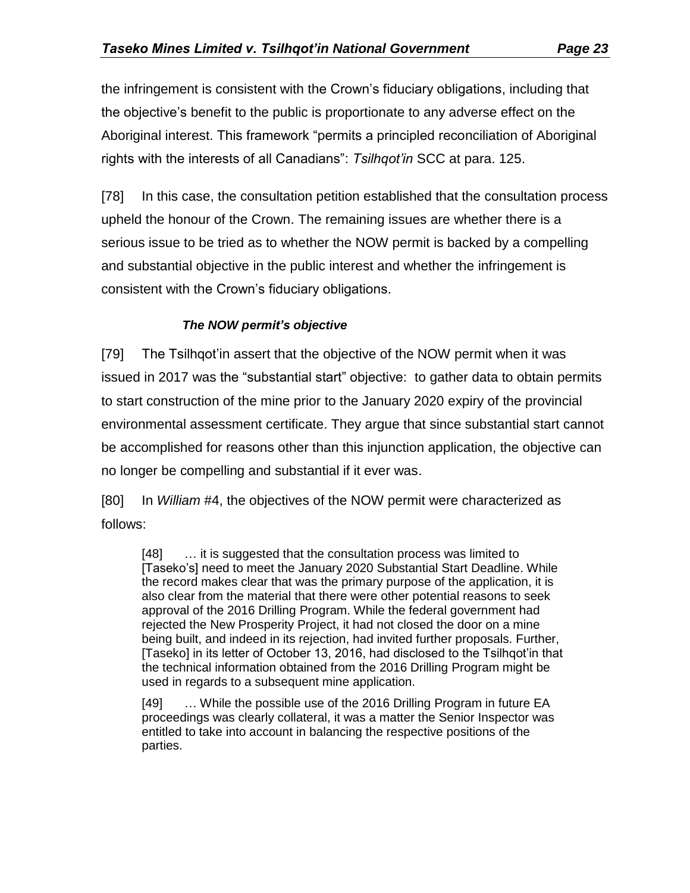the infringement is consistent with the Crown's fiduciary obligations, including that the objective's benefit to the public is proportionate to any adverse effect on the Aboriginal interest. This framework "permits a principled reconciliation of Aboriginal rights with the interests of all Canadians": *Tsilhqot'in* SCC at para. 125.

[78] In this case, the consultation petition established that the consultation process upheld the honour of the Crown. The remaining issues are whether there is a serious issue to be tried as to whether the NOW permit is backed by a compelling and substantial objective in the public interest and whether the infringement is consistent with the Crown's fiduciary obligations.

#### *The NOW permit's objective*

[79] The Tsilhqot'in assert that the objective of the NOW permit when it was issued in 2017 was the "substantial start" objective: to gather data to obtain permits to start construction of the mine prior to the January 2020 expiry of the provincial environmental assessment certificate. They argue that since substantial start cannot be accomplished for reasons other than this injunction application, the objective can no longer be compelling and substantial if it ever was.

[80] In *William* #4, the objectives of the NOW permit were characterized as follows:

> [48] … it is suggested that the consultation process was limited to [Taseko's] need to meet the January 2020 Substantial Start Deadline. While the record makes clear that was the primary purpose of the application, it is also clear from the material that there were other potential reasons to seek approval of the 2016 Drilling Program. While the federal government had rejected the New Prosperity Project, it had not closed the door on a mine being built, and indeed in its rejection, had invited further proposals. Further, [Taseko] in its letter of October 13, 2016, had disclosed to the Tsilhqot'in that the technical information obtained from the 2016 Drilling Program might be used in regards to a subsequent mine application.
>
> [49] … While the possible use of the 2016 Drilling Program in future EA proceedings was clearly collateral, it was a matter the Senior Inspector was entitled to take into account in balancing the respective positions of the parties.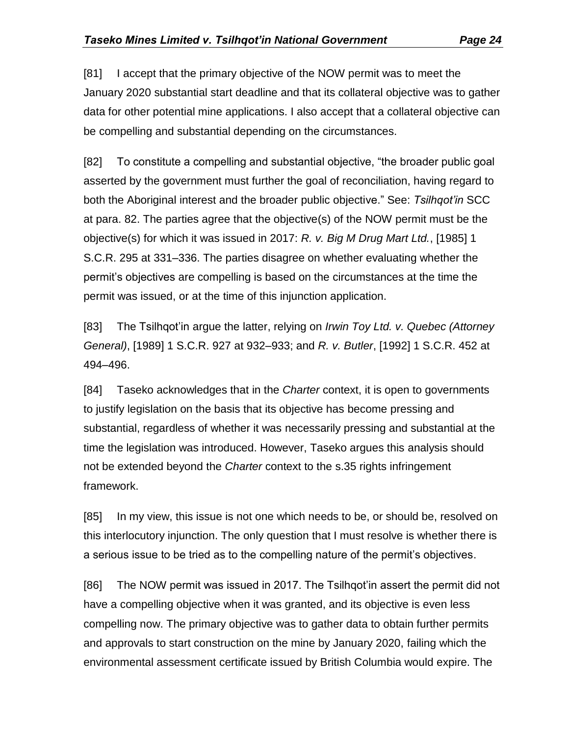[81] I accept that the primary objective of the NOW permit was to meet the January 2020 substantial start deadline and that its collateral objective was to gather data for other potential mine applications. I also accept that a collateral objective can be compelling and substantial depending on the circumstances.

[82] To constitute a compelling and substantial objective, "the broader public goal asserted by the government must further the goal of reconciliation, having regard to both the Aboriginal interest and the broader public objective." See: *Tsilhqot'in* SCC at para. 82. The parties agree that the objective(s) of the NOW permit must be the objective(s) for which it was issued in 2017: *R. v. Big M Drug Mart Ltd.*, [1985] 1 S.C.R. 295 at 331–336. The parties disagree on whether evaluating whether the permit's objectives are compelling is based on the circumstances at the time the permit was issued, or at the time of this injunction application.

[83] The Tsilhqot'in argue the latter, relying on *Irwin Toy Ltd. v. Quebec (Attorney General)*, [1989] 1 S.C.R. 927 at 932–933; and *R. v. Butler*, [1992] 1 S.C.R. 452 at 494–496.

[84] Taseko acknowledges that in the *Charter* context, it is open to governments to justify legislation on the basis that its objective has become pressing and substantial, regardless of whether it was necessarily pressing and substantial at the time the legislation was introduced. However, Taseko argues this analysis should not be extended beyond the *Charter* context to the s.35 rights infringement framework.

[85] In my view, this issue is not one which needs to be, or should be, resolved on this interlocutory injunction. The only question that I must resolve is whether there is a serious issue to be tried as to the compelling nature of the permit's objectives.

[86] The NOW permit was issued in 2017. The Tsilhqot'in assert the permit did not have a compelling objective when it was granted, and its objective is even less compelling now. The primary objective was to gather data to obtain further permits and approvals to start construction on the mine by January 2020, failing which the environmental assessment certificate issued by British Columbia would expire. The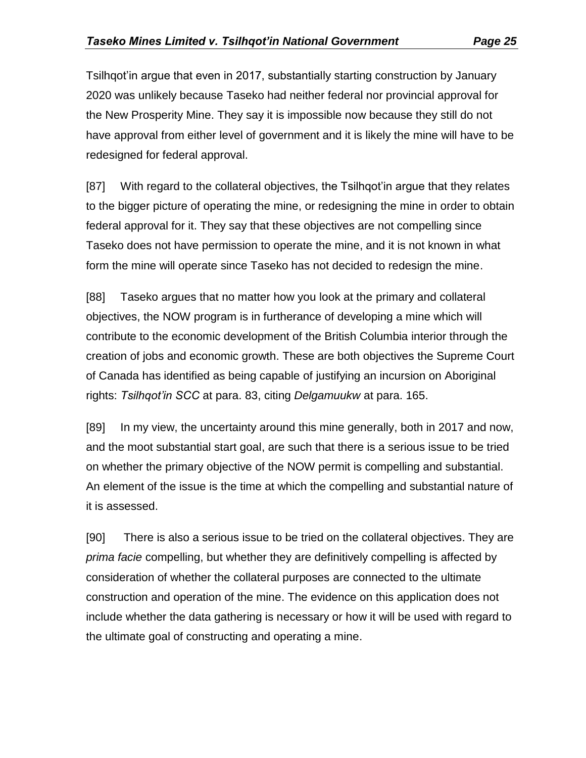Tsilhqot'in argue that even in 2017, substantially starting construction by January 2020 was unlikely because Taseko had neither federal nor provincial approval for the New Prosperity Mine. They say it is impossible now because they still do not have approval from either level of government and it is likely the mine will have to be redesigned for federal approval.

[87] With regard to the collateral objectives, the Tsilhqot'in argue that they relates to the bigger picture of operating the mine, or redesigning the mine in order to obtain federal approval for it. They say that these objectives are not compelling since Taseko does not have permission to operate the mine, and it is not known in what form the mine will operate since Taseko has not decided to redesign the mine.

[88] Taseko argues that no matter how you look at the primary and collateral objectives, the NOW program is in furtherance of developing a mine which will contribute to the economic development of the British Columbia interior through the creation of jobs and economic growth. These are both objectives the Supreme Court of Canada has identified as being capable of justifying an incursion on Aboriginal rights: *Tsilhqot'in SCC* at para. 83, citing *Delgamuukw* at para. 165.

[89] In my view, the uncertainty around this mine generally, both in 2017 and now, and the moot substantial start goal, are such that there is a serious issue to be tried on whether the primary objective of the NOW permit is compelling and substantial. An element of the issue is the time at which the compelling and substantial nature of it is assessed.

[90] There is also a serious issue to be tried on the collateral objectives. They are *prima facie* compelling, but whether they are definitively compelling is affected by consideration of whether the collateral purposes are connected to the ultimate construction and operation of the mine. The evidence on this application does not include whether the data gathering is necessary or how it will be used with regard to the ultimate goal of constructing and operating a mine.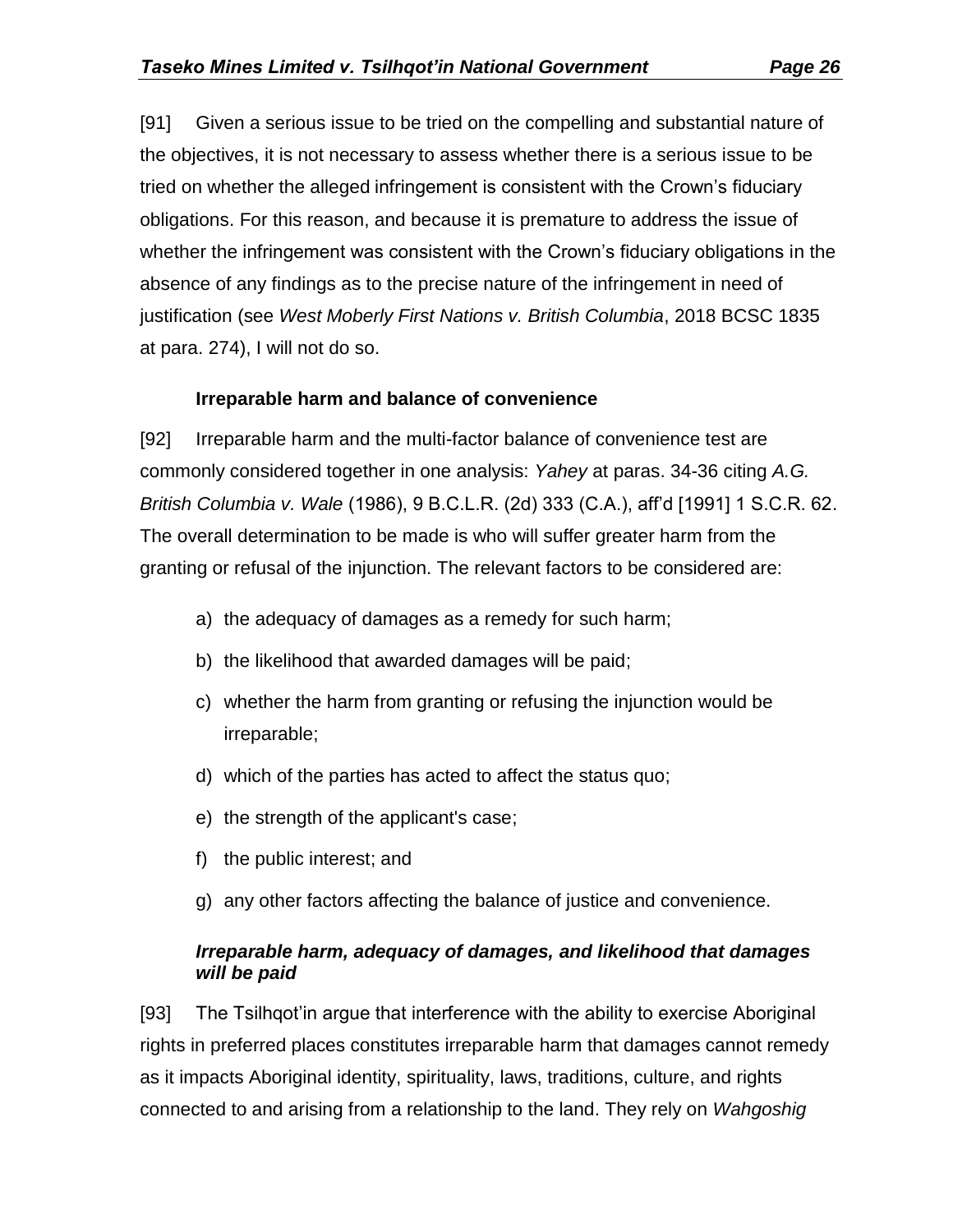[91] Given a serious issue to be tried on the compelling and substantial nature of the objectives, it is not necessary to assess whether there is a serious issue to be tried on whether the alleged infringement is consistent with the Crown's fiduciary obligations. For this reason, and because it is premature to address the issue of whether the infringement was consistent with the Crown's fiduciary obligations in the absence of any findings as to the precise nature of the infringement in need of justification (see *West Moberly First Nations v. British Columbia*, 2018 BCSC 1835 at para. 274), I will not do so.

#### **Irreparable harm and balance of convenience**

[92] Irreparable harm and the multi-factor balance of convenience test are commonly considered together in one analysis: *Yahey* at paras. 34-36 citing *A.G. British Columbia v. Wale* (1986), 9 B.C.L.R. (2d) 333 (C.A.), aff'd [1991] 1 S.C.R. 62. The overall determination to be made is who will suffer greater harm from the granting or refusal of the injunction. The relevant factors to be considered are:

a) the adequacy of damages as a remedy for such harm;

b) the likelihood that awarded damages will be paid;

c) whether the harm from granting or refusing the injunction would be irreparable;

d) which of the parties has acted to affect the status quo;

e) the strength of the applicant's case;

f) the public interest; and

g) any other factors affecting the balance of justice and convenience.

##### ***Irreparable harm, adequacy of damages, and likelihood that damages will be paid***

[93] The Tsilhqot'in argue that interference with the ability to exercise Aboriginal rights in preferred places constitutes irreparable harm that damages cannot remedy as it impacts Aboriginal identity, spirituality, laws, traditions, culture, and rights connected to and arising from a relationship to the land. They rely on *Wahgoshig*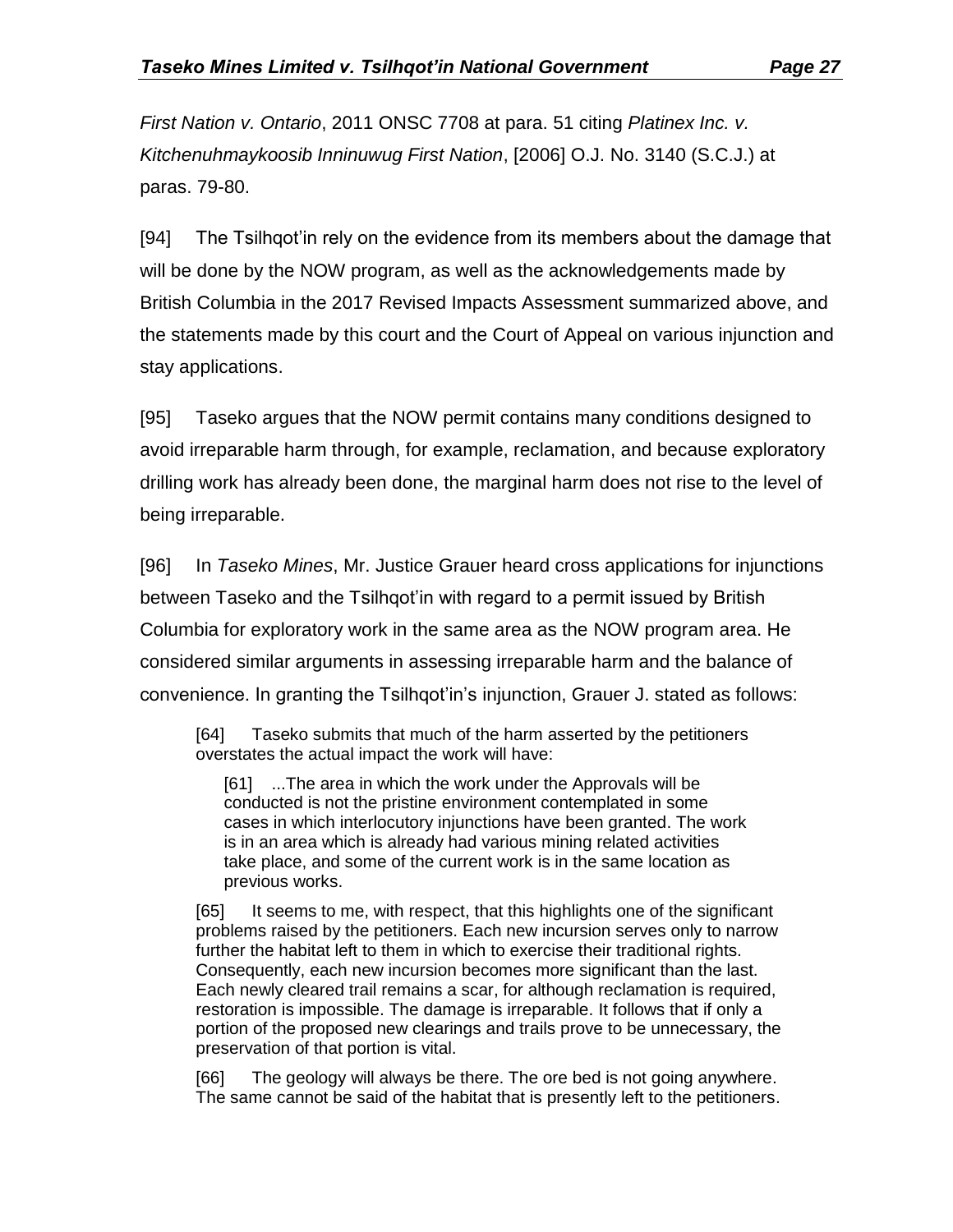*First Nation v. Ontario*, 2011 ONSC 7708 at para. 51 citing *Platinex Inc. v. Kitchenuhmaykoosib Inninuwug First Nation*, [2006] O.J. No. 3140 (S.C.J.) at paras. 79-80.

[94] The Tsilhqot'in rely on the evidence from its members about the damage that will be done by the NOW program, as well as the acknowledgements made by British Columbia in the 2017 Revised Impacts Assessment summarized above, and the statements made by this court and the Court of Appeal on various injunction and stay applications.

[95] Taseko argues that the NOW permit contains many conditions designed to avoid irreparable harm through, for example, reclamation, and because exploratory drilling work has already been done, the marginal harm does not rise to the level of being irreparable.

[96] In *Taseko Mines*, Mr. Justice Grauer heard cross applications for injunctions between Taseko and the Tsilhqot'in with regard to a permit issued by British Columbia for exploratory work in the same area as the NOW program area. He considered similar arguments in assessing irreparable harm and the balance of convenience. In granting the Tsilhqot'in's injunction, Grauer J. stated as follows:

> [64] Taseko submits that much of the harm asserted by the petitioners overstates the actual impact the work will have:
>
> > [61] ...The area in which the work under the Approvals will be conducted is not the pristine environment contemplated in some cases in which interlocutory injunctions have been granted. The work is in an area which is already had various mining related activities take place, and some of the current work is in the same location as previous works.
>
> [65] It seems to me, with respect, that this highlights one of the significant problems raised by the petitioners. Each new incursion serves only to narrow further the habitat left to them in which to exercise their traditional rights. Consequently, each new incursion becomes more significant than the last. Each newly cleared trail remains a scar, for although reclamation is required, restoration is impossible. The damage is irreparable. It follows that if only a portion of the proposed new clearings and trails prove to be unnecessary, the preservation of that portion is vital.
>
> [66] The geology will always be there. The ore bed is not going anywhere. The same cannot be said of the habitat that is presently left to the petitioners.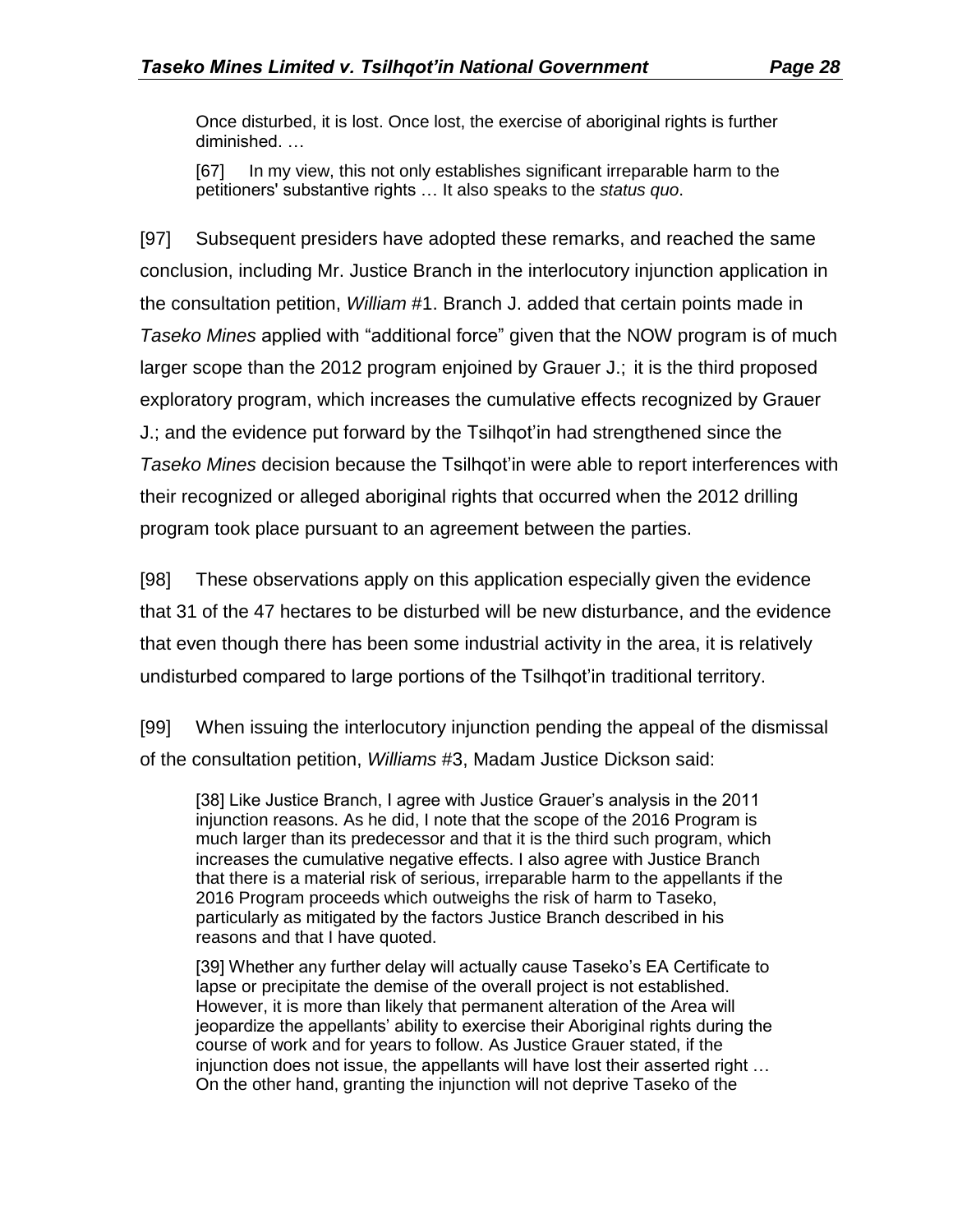> Once disturbed, it is lost. Once lost, the exercise of aboriginal rights is further diminished. …
>
> [67] In my view, this not only establishes significant irreparable harm to the petitioners' substantive rights … It also speaks to the *status quo*.

[97] Subsequent presiders have adopted these remarks, and reached the same conclusion, including Mr. Justice Branch in the interlocutory injunction application in the consultation petition, *William* #1. Branch J. added that certain points made in *Taseko Mines* applied with "additional force" given that the NOW program is of much larger scope than the 2012 program enjoined by Grauer J.; it is the third proposed exploratory program, which increases the cumulative effects recognized by Grauer J.; and the evidence put forward by the Tsilhqot'in had strengthened since the *Taseko Mines* decision because the Tsilhqot'in were able to report interferences with their recognized or alleged aboriginal rights that occurred when the 2012 drilling program took place pursuant to an agreement between the parties.

[98] These observations apply on this application especially given the evidence that 31 of the 47 hectares to be disturbed will be new disturbance, and the evidence that even though there has been some industrial activity in the area, it is relatively undisturbed compared to large portions of the Tsilhqot'in traditional territory.

[99] When issuing the interlocutory injunction pending the appeal of the dismissal of the consultation petition, *Williams* #3, Madam Justice Dickson said:

> [38] Like Justice Branch, I agree with Justice Grauer's analysis in the 2011 injunction reasons. As he did, I note that the scope of the 2016 Program is much larger than its predecessor and that it is the third such program, which increases the cumulative negative effects. I also agree with Justice Branch that there is a material risk of serious, irreparable harm to the appellants if the 2016 Program proceeds which outweighs the risk of harm to Taseko, particularly as mitigated by the factors Justice Branch described in his reasons and that I have quoted.
>
> [39] Whether any further delay will actually cause Taseko's EA Certificate to lapse or precipitate the demise of the overall project is not established. However, it is more than likely that permanent alteration of the Area will jeopardize the appellants' ability to exercise their Aboriginal rights during the course of work and for years to follow. As Justice Grauer stated, if the injunction does not issue, the appellants will have lost their asserted right … On the other hand, granting the injunction will not deprive Taseko of the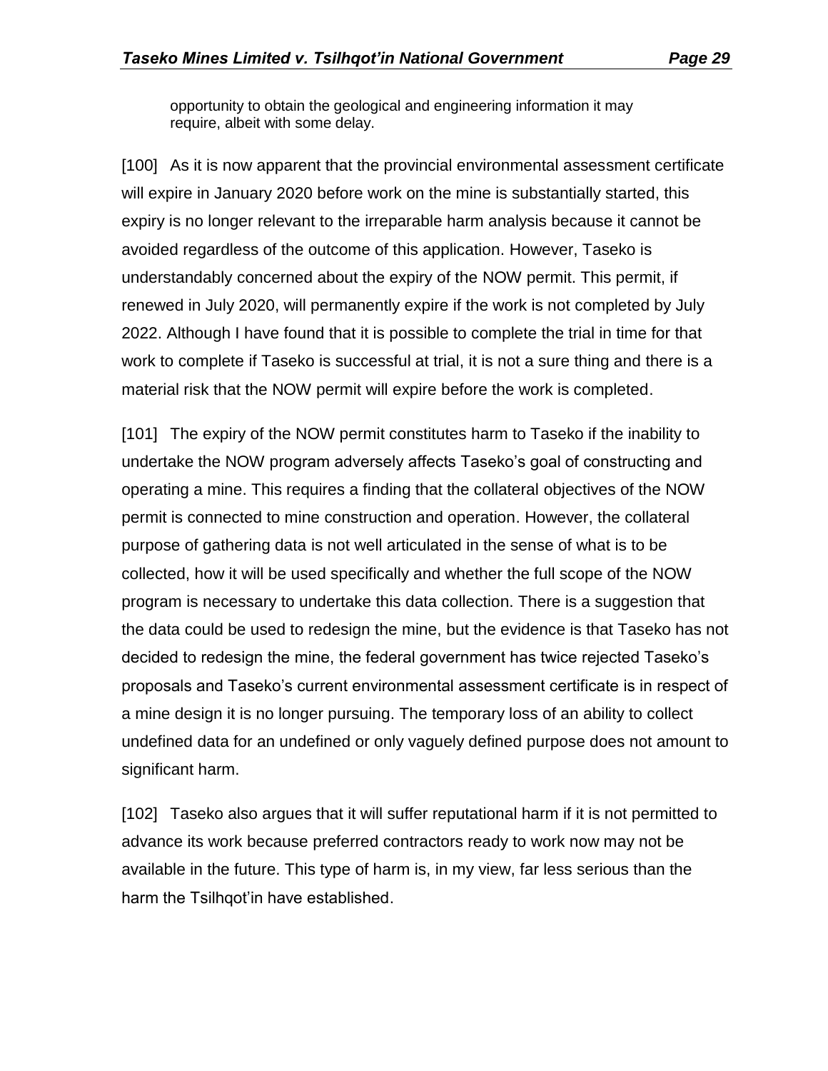> opportunity to obtain the geological and engineering information it may require, albeit with some delay.

[100] As it is now apparent that the provincial environmental assessment certificate will expire in January 2020 before work on the mine is substantially started, this expiry is no longer relevant to the irreparable harm analysis because it cannot be avoided regardless of the outcome of this application. However, Taseko is understandably concerned about the expiry of the NOW permit. This permit, if renewed in July 2020, will permanently expire if the work is not completed by July 2022. Although I have found that it is possible to complete the trial in time for that work to complete if Taseko is successful at trial, it is not a sure thing and there is a material risk that the NOW permit will expire before the work is completed.

[101] The expiry of the NOW permit constitutes harm to Taseko if the inability to undertake the NOW program adversely affects Taseko's goal of constructing and operating a mine. This requires a finding that the collateral objectives of the NOW permit is connected to mine construction and operation. However, the collateral purpose of gathering data is not well articulated in the sense of what is to be collected, how it will be used specifically and whether the full scope of the NOW program is necessary to undertake this data collection. There is a suggestion that the data could be used to redesign the mine, but the evidence is that Taseko has not decided to redesign the mine, the federal government has twice rejected Taseko's proposals and Taseko's current environmental assessment certificate is in respect of a mine design it is no longer pursuing. The temporary loss of an ability to collect undefined data for an undefined or only vaguely defined purpose does not amount to significant harm.

[102] Taseko also argues that it will suffer reputational harm if it is not permitted to advance its work because preferred contractors ready to work now may not be available in the future. This type of harm is, in my view, far less serious than the harm the Tsilhqot'in have established.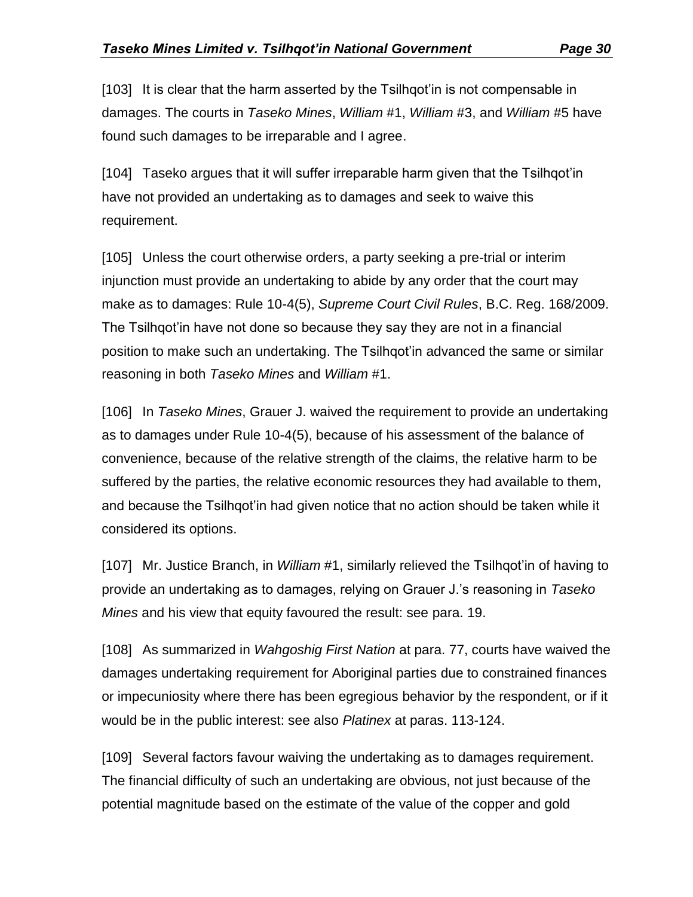[103] It is clear that the harm asserted by the Tsilhqot'in is not compensable in damages. The courts in *Taseko Mines*, *William* #1, *William* #3, and *William* #5 have found such damages to be irreparable and I agree.

[104] Taseko argues that it will suffer irreparable harm given that the Tsilhqot'in have not provided an undertaking as to damages and seek to waive this requirement.

[105] Unless the court otherwise orders, a party seeking a pre-trial or interim injunction must provide an undertaking to abide by any order that the court may make as to damages: Rule 10-4(5), *Supreme Court Civil Rules*, B.C. Reg. 168/2009. The Tsilhqot'in have not done so because they say they are not in a financial position to make such an undertaking. The Tsilhqot'in advanced the same or similar reasoning in both *Taseko Mines* and *William* #1.

[106] In *Taseko Mines*, Grauer J. waived the requirement to provide an undertaking as to damages under Rule 10-4(5), because of his assessment of the balance of convenience, because of the relative strength of the claims, the relative harm to be suffered by the parties, the relative economic resources they had available to them, and because the Tsilhqot'in had given notice that no action should be taken while it considered its options.

[107] Mr. Justice Branch, in *William* #1, similarly relieved the Tsilhqot'in of having to provide an undertaking as to damages, relying on Grauer J.'s reasoning in *Taseko Mines* and his view that equity favoured the result: see para. 19.

[108] As summarized in *Wahgoshig First Nation* at para. 77, courts have waived the damages undertaking requirement for Aboriginal parties due to constrained finances or impecuniosity where there has been egregious behavior by the respondent, or if it would be in the public interest: see also *Platinex* at paras. 113-124.

[109] Several factors favour waiving the undertaking as to damages requirement. The financial difficulty of such an undertaking are obvious, not just because of the potential magnitude based on the estimate of the value of the copper and gold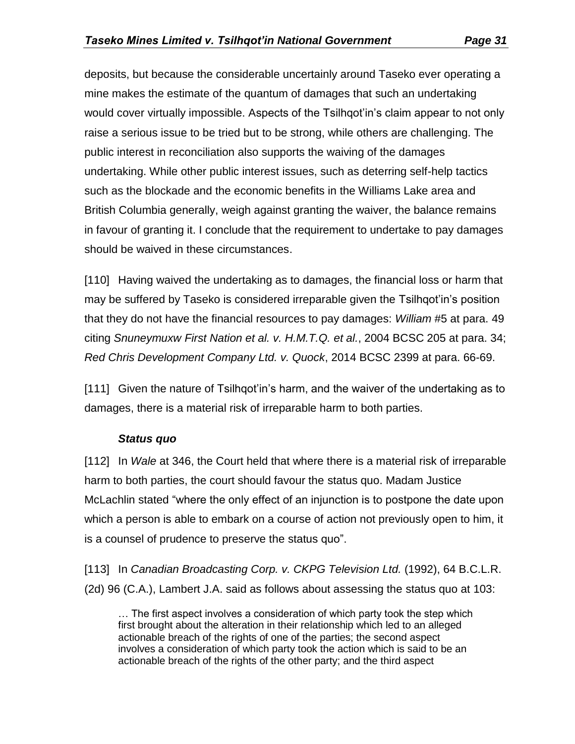deposits, but because the considerable uncertainly around Taseko ever operating a mine makes the estimate of the quantum of damages that such an undertaking would cover virtually impossible. Aspects of the Tsilhqot'in's claim appear to not only raise a serious issue to be tried but to be strong, while others are challenging. The public interest in reconciliation also supports the waiving of the damages undertaking. While other public interest issues, such as deterring self-help tactics such as the blockade and the economic benefits in the Williams Lake area and British Columbia generally, weigh against granting the waiver, the balance remains in favour of granting it. I conclude that the requirement to undertake to pay damages should be waived in these circumstances.

[110] Having waived the undertaking as to damages, the financial loss or harm that may be suffered by Taseko is considered irreparable given the Tsilhqot'in's position that they do not have the financial resources to pay damages: *William* #5 at para. 49 citing *Snuneymuxw First Nation et al. v. H.M.T.Q. et al.*, 2004 BCSC 205 at para. 34; *Red Chris Development Company Ltd. v. Quock*, 2014 BCSC 2399 at para. 66-69.

[111] Given the nature of Tsilhqot'in's harm, and the waiver of the undertaking as to damages, there is a material risk of irreparable harm to both parties.

### *Status quo*

[112] In *Wale* at 346, the Court held that where there is a material risk of irreparable harm to both parties, the court should favour the status quo. Madam Justice McLachlin stated "where the only effect of an injunction is to postpone the date upon which a person is able to embark on a course of action not previously open to him, it is a counsel of prudence to preserve the status quo".

[113] In *Canadian Broadcasting Corp. v. CKPG Television Ltd.* (1992), 64 B.C.L.R. (2d) 96 (C.A.), Lambert J.A. said as follows about assessing the status quo at 103:

> … The first aspect involves a consideration of which party took the step which first brought about the alteration in their relationship which led to an alleged actionable breach of the rights of one of the parties; the second aspect involves a consideration of which party took the action which is said to be an actionable breach of the rights of the other party; and the third aspect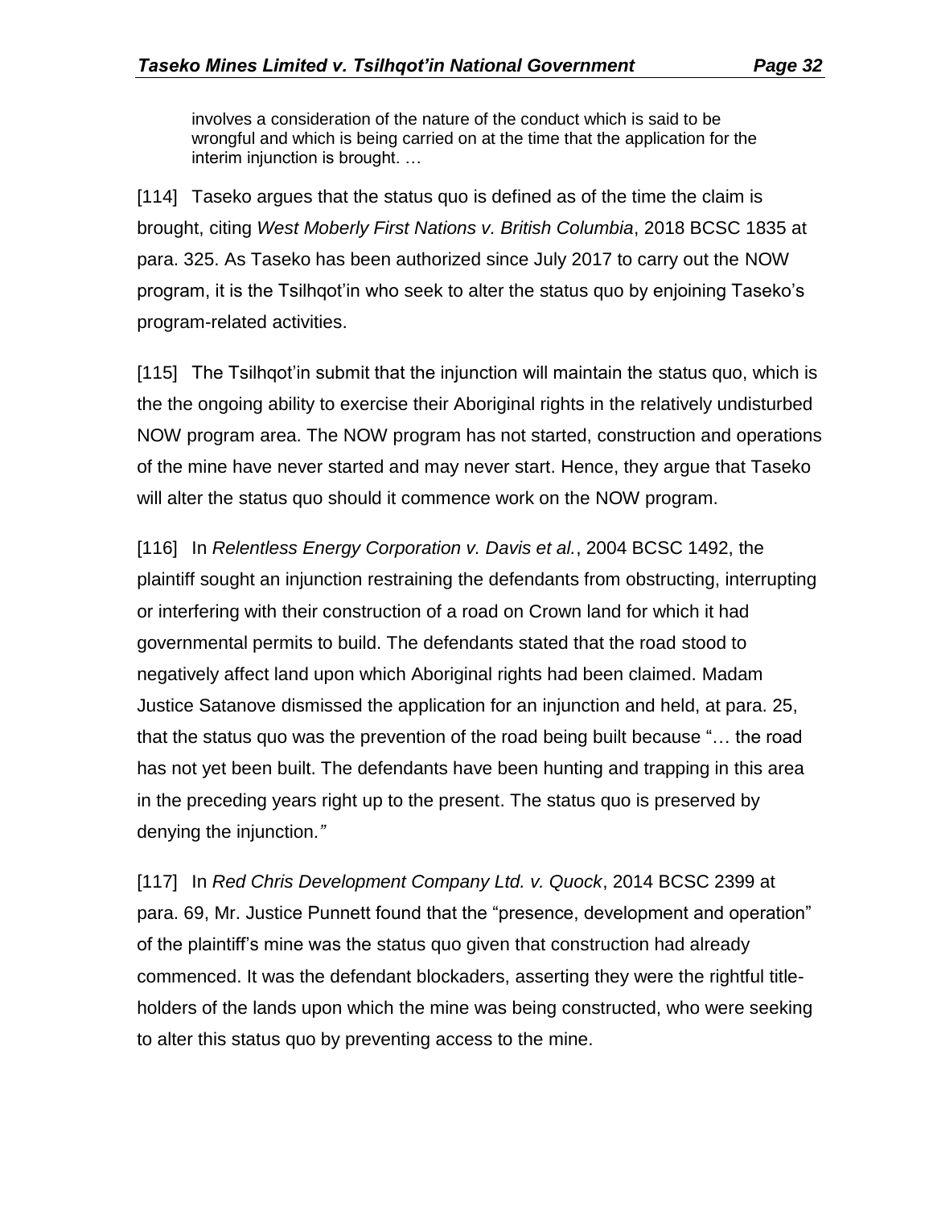> involves a consideration of the nature of the conduct which is said to be wrongful and which is being carried on at the time that the application for the interim injunction is brought. …

[114] Taseko argues that the status quo is defined as of the time the claim is brought, citing *West Moberly First Nations v. British Columbia*, 2018 BCSC 1835 at para. 325. As Taseko has been authorized since July 2017 to carry out the NOW program, it is the Tsilhqot'in who seek to alter the status quo by enjoining Taseko's program-related activities.

[115] The Tsilhqot'in submit that the injunction will maintain the status quo, which is the the ongoing ability to exercise their Aboriginal rights in the relatively undisturbed NOW program area. The NOW program has not started, construction and operations of the mine have never started and may never start. Hence, they argue that Taseko will alter the status quo should it commence work on the NOW program.

[116] In *Relentless Energy Corporation v. Davis et al.*, 2004 BCSC 1492, the plaintiff sought an injunction restraining the defendants from obstructing, interrupting or interfering with their construction of a road on Crown land for which it had governmental permits to build. The defendants stated that the road stood to negatively affect land upon which Aboriginal rights had been claimed. Madam Justice Satanove dismissed the application for an injunction and held, at para. 25, that the status quo was the prevention of the road being built because "… the road has not yet been built. The defendants have been hunting and trapping in this area in the preceding years right up to the present. The status quo is preserved by denying the injunction*."*

[117] In *Red Chris Development Company Ltd. v. Quock*, 2014 BCSC 2399 at para. 69, Mr. Justice Punnett found that the "presence, development and operation" of the plaintiff's mine was the status quo given that construction had already commenced. It was the defendant blockaders, asserting they were the rightful title-holders of the lands upon which the mine was being constructed, who were seeking to alter this status quo by preventing access to the mine.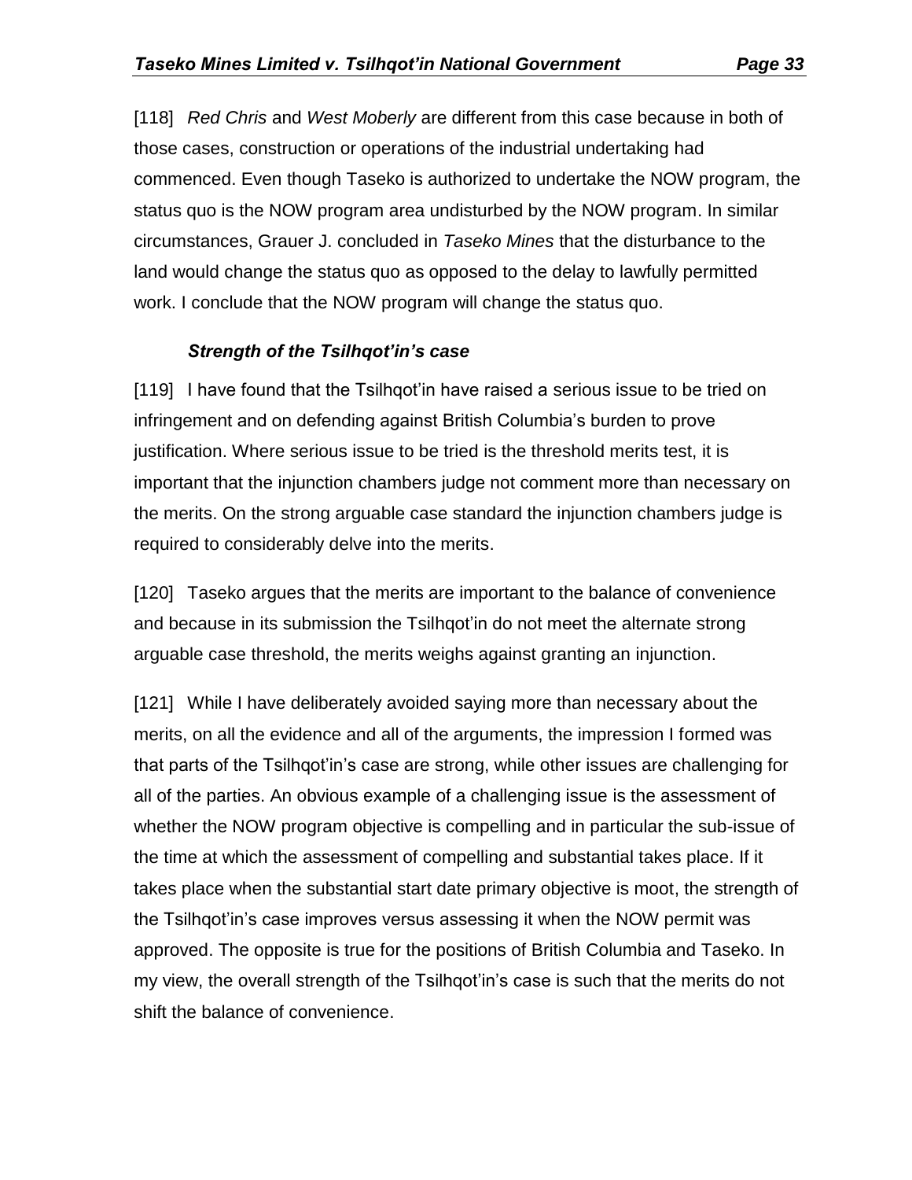[118] *Red Chris* and *West Moberly* are different from this case because in both of those cases, construction or operations of the industrial undertaking had commenced. Even though Taseko is authorized to undertake the NOW program, the status quo is the NOW program area undisturbed by the NOW program. In similar circumstances, Grauer J. concluded in *Taseko Mines* that the disturbance to the land would change the status quo as opposed to the delay to lawfully permitted work. I conclude that the NOW program will change the status quo.

### *Strength of the Tsilhqot'in's case*

[119] I have found that the Tsilhqot'in have raised a serious issue to be tried on infringement and on defending against British Columbia's burden to prove justification. Where serious issue to be tried is the threshold merits test, it is important that the injunction chambers judge not comment more than necessary on the merits. On the strong arguable case standard the injunction chambers judge is required to considerably delve into the merits.

[120] Taseko argues that the merits are important to the balance of convenience and because in its submission the Tsilhqot'in do not meet the alternate strong arguable case threshold, the merits weighs against granting an injunction.

[121] While I have deliberately avoided saying more than necessary about the merits, on all the evidence and all of the arguments, the impression I formed was that parts of the Tsilhqot'in's case are strong, while other issues are challenging for all of the parties. An obvious example of a challenging issue is the assessment of whether the NOW program objective is compelling and in particular the sub-issue of the time at which the assessment of compelling and substantial takes place. If it takes place when the substantial start date primary objective is moot, the strength of the Tsilhqot'in's case improves versus assessing it when the NOW permit was approved. The opposite is true for the positions of British Columbia and Taseko. In my view, the overall strength of the Tsilhqot'in's case is such that the merits do not shift the balance of convenience.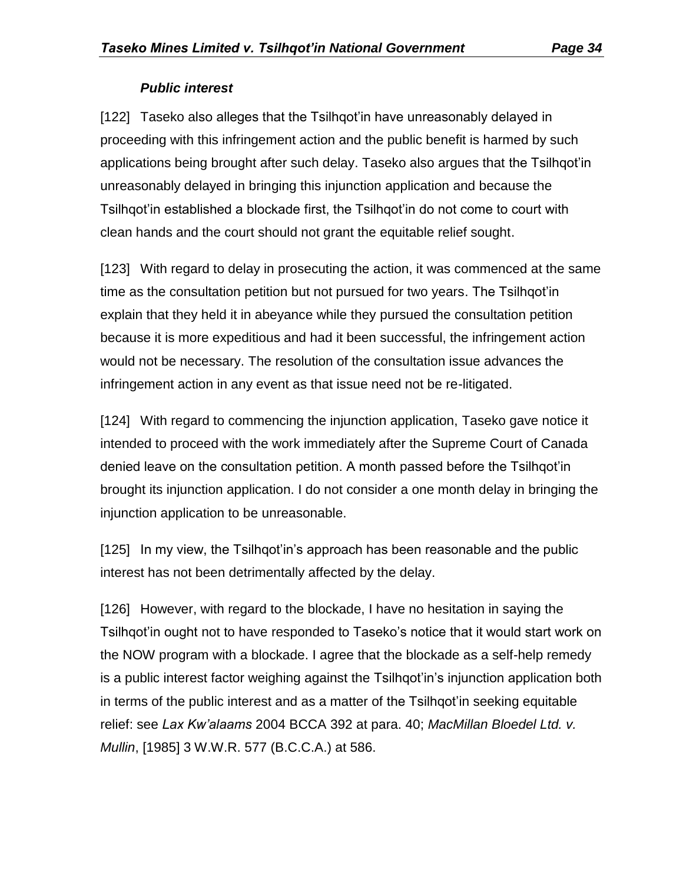### *Public interest*

[122] Taseko also alleges that the Tsilhqot'in have unreasonably delayed in proceeding with this infringement action and the public benefit is harmed by such applications being brought after such delay. Taseko also argues that the Tsilhqot'in unreasonably delayed in bringing this injunction application and because the Tsilhqot'in established a blockade first, the Tsilhqot'in do not come to court with clean hands and the court should not grant the equitable relief sought.

[123] With regard to delay in prosecuting the action, it was commenced at the same time as the consultation petition but not pursued for two years. The Tsilhqot'in explain that they held it in abeyance while they pursued the consultation petition because it is more expeditious and had it been successful, the infringement action would not be necessary. The resolution of the consultation issue advances the infringement action in any event as that issue need not be re-litigated.

[124] With regard to commencing the injunction application, Taseko gave notice it intended to proceed with the work immediately after the Supreme Court of Canada denied leave on the consultation petition. A month passed before the Tsilhqot'in brought its injunction application. I do not consider a one month delay in bringing the injunction application to be unreasonable.

[125] In my view, the Tsilhqot'in's approach has been reasonable and the public interest has not been detrimentally affected by the delay.

[126] However, with regard to the blockade, I have no hesitation in saying the Tsilhqot'in ought not to have responded to Taseko's notice that it would start work on the NOW program with a blockade. I agree that the blockade as a self-help remedy is a public interest factor weighing against the Tsilhqot'in's injunction application both in terms of the public interest and as a matter of the Tsilhqot'in seeking equitable relief: see *Lax Kw'alaams* 2004 BCCA 392 at para. 40; *MacMillan Bloedel Ltd. v. Mullin*, [1985] 3 W.W.R. 577 (B.C.C.A.) at 586.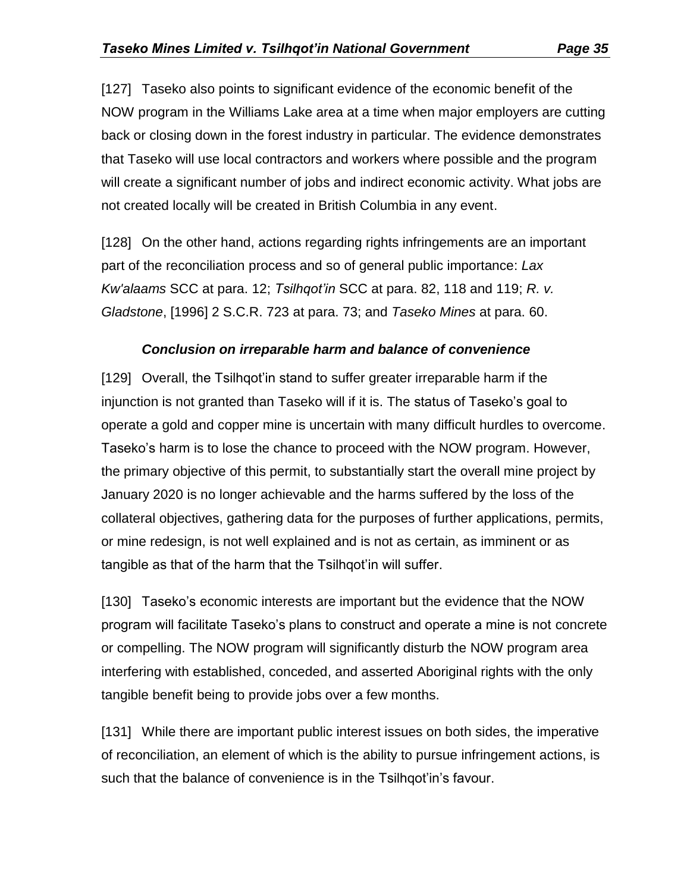[127] Taseko also points to significant evidence of the economic benefit of the NOW program in the Williams Lake area at a time when major employers are cutting back or closing down in the forest industry in particular. The evidence demonstrates that Taseko will use local contractors and workers where possible and the program will create a significant number of jobs and indirect economic activity. What jobs are not created locally will be created in British Columbia in any event.

[128] On the other hand, actions regarding rights infringements are an important part of the reconciliation process and so of general public importance: *Lax Kw'alaams* SCC at para. 12; *Tsilhqot'in* SCC at para. 82, 118 and 119; *R. v. Gladstone*, [1996] 2 S.C.R. 723 at para. 73; and *Taseko Mines* at para. 60.

### *Conclusion on irreparable harm and balance of convenience*

[129] Overall, the Tsilhqot'in stand to suffer greater irreparable harm if the injunction is not granted than Taseko will if it is. The status of Taseko's goal to operate a gold and copper mine is uncertain with many difficult hurdles to overcome. Taseko's harm is to lose the chance to proceed with the NOW program. However, the primary objective of this permit, to substantially start the overall mine project by January 2020 is no longer achievable and the harms suffered by the loss of the collateral objectives, gathering data for the purposes of further applications, permits, or mine redesign, is not well explained and is not as certain, as imminent or as tangible as that of the harm that the Tsilhqot'in will suffer.

[130] Taseko's economic interests are important but the evidence that the NOW program will facilitate Taseko's plans to construct and operate a mine is not concrete or compelling. The NOW program will significantly disturb the NOW program area interfering with established, conceded, and asserted Aboriginal rights with the only tangible benefit being to provide jobs over a few months.

[131] While there are important public interest issues on both sides, the imperative of reconciliation, an element of which is the ability to pursue infringement actions, is such that the balance of convenience is in the Tsilhqot'in's favour.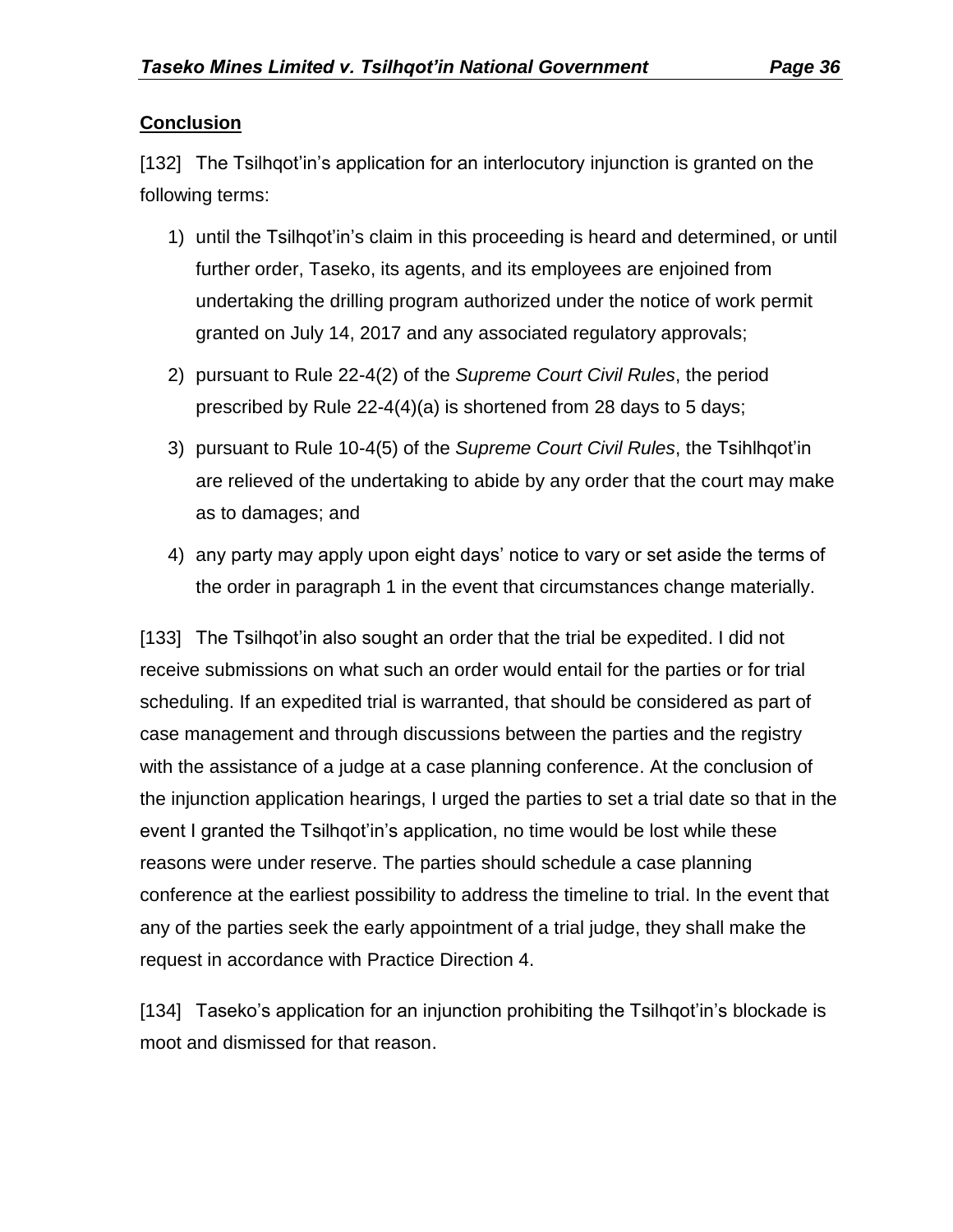**Conclusion**

[132] The Tsilhqot’in’s application for an interlocutory injunction is granted on the following terms:

1) until the Tsilhqot’in’s claim in this proceeding is heard and determined, or until further order, Taseko, its agents, and its employees are enjoined from undertaking the drilling program authorized under the notice of work permit granted on July 14, 2017 and any associated regulatory approvals;
2) pursuant to Rule 22-4(2) of the *Supreme Court Civil Rules*, the period prescribed by Rule 22-4(4)(a) is shortened from 28 days to 5 days;
3) pursuant to Rule 10-4(5) of the *Supreme Court Civil Rules*, the Tsihlhqot’in are relieved of the undertaking to abide by any order that the court may make as to damages; and
4) any party may apply upon eight days’ notice to vary or set aside the terms of the order in paragraph 1 in the event that circumstances change materially.

[133] The Tsilhqot’in also sought an order that the trial be expedited. I did not receive submissions on what such an order would entail for the parties or for trial scheduling. If an expedited trial is warranted, that should be considered as part of case management and through discussions between the parties and the registry with the assistance of a judge at a case planning conference. At the conclusion of the injunction application hearings, I urged the parties to set a trial date so that in the event I granted the Tsilhqot’in’s application, no time would be lost while these reasons were under reserve. The parties should schedule a case planning conference at the earliest possibility to address the timeline to trial. In the event that any of the parties seek the early appointment of a trial judge, they shall make the request in accordance with Practice Direction 4.

[134] Taseko’s application for an injunction prohibiting the Tsilhqot’in’s blockade is moot and dismissed for that reason.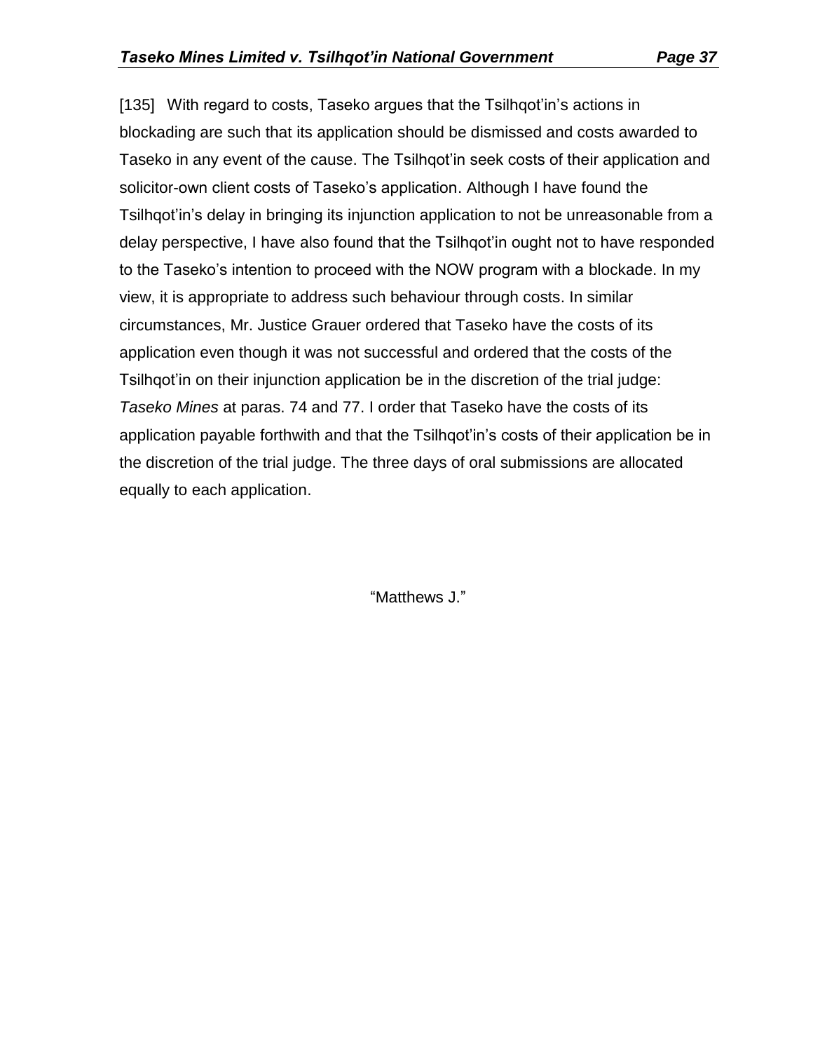[135] With regard to costs, Taseko argues that the Tsilhqot'in's actions in blockading are such that its application should be dismissed and costs awarded to Taseko in any event of the cause. The Tsilhqot'in seek costs of their application and solicitor-own client costs of Taseko's application. Although I have found the Tsilhqot'in's delay in bringing its injunction application to not be unreasonable from a delay perspective, I have also found that the Tsilhqot'in ought not to have responded to the Taseko's intention to proceed with the NOW program with a blockade. In my view, it is appropriate to address such behaviour through costs. In similar circumstances, Mr. Justice Grauer ordered that Taseko have the costs of its application even though it was not successful and ordered that the costs of the Tsilhqot'in on their injunction application be in the discretion of the trial judge: *Taseko Mines* at paras. 74 and 77. I order that Taseko have the costs of its application payable forthwith and that the Tsilhqot'in's costs of their application be in the discretion of the trial judge. The three days of oral submissions are allocated equally to each application.

"Matthews J."